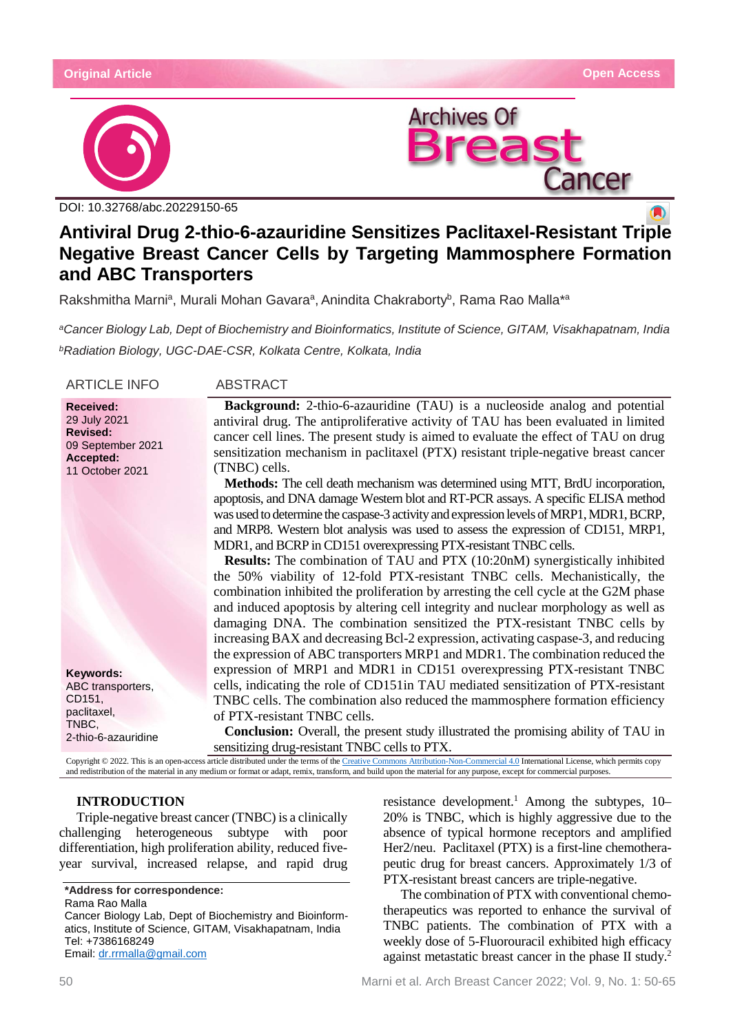Original Article

Open Access

DOI: 10.32768/abc.20229150-65

# Antiviral Drug 2-thio-6-azauridine Sensitizes Paclitaxel-Resistant Triple Negative Breast Cancer Cells by Targeting Mammosphere Formation and ABC Transporters

Rakshmitha Marni[a], Murali Mohan Gavara[a], Anindita Chakraborty[b], Rama Rao Malla*[a]

*[a]Cancer Biology Lab, Dept of Biochemistry and Bioinformatics, Institute of Science, GITAM, Visakhapatnam, India*

*[b]Radiation Biology, UGC-DAE-CSR, Kolkata Centre, Kolkata, India*

## ARTICLE INFO

**Received:**
29 July 2021
**Revised:**
09 September 2021
**Accepted:**
11 October 2021

**Keywords:**
ABC transporters, CD151, paclitaxel, TNBC, 2-thio-6-azauridine

## ABSTRACT

**Background:** 2-thio-6-azauridine (TAU) is a nucleoside analog and potential antiviral drug. The antiproliferative activity of TAU has been evaluated in limited cancer cell lines. The present study is aimed to evaluate the effect of TAU on drug sensitization mechanism in paclitaxel (PTX) resistant triple-negative breast cancer (TNBC) cells.

**Methods:** The cell death mechanism was determined using MTT, BrdU incorporation, apoptosis, and DNA damage Western blot and RT-PCR assays. A specific ELISA method was used to determine the caspase-3 activity and expression levels of MRP1, MDR1, BCRP, and MRP8. Western blot analysis was used to assess the expression of CD151, MRP1, MDR1, and BCRP in CD151 overexpressing PTX-resistant TNBC cells.

**Results:** The combination of TAU and PTX (10:20nM) synergistically inhibited the 50% viability of 12-fold PTX-resistant TNBC cells. Mechanistically, the combination inhibited the proliferation by arresting the cell cycle at the G2M phase and induced apoptosis by altering cell integrity and nuclear morphology as well as damaging DNA. The combination sensitized the PTX-resistant TNBC cells by increasing BAX and decreasing Bcl-2 expression, activating caspase-3, and reducing the expression of ABC transporters MRP1 and MDR1. The combination reduced the expression of MRP1 and MDR1 in CD151 overexpressing PTX-resistant TNBC cells, indicating the role of CD151in TAU mediated sensitization of PTX-resistant TNBC cells. The combination also reduced the mammosphere formation efficiency of PTX-resistant TNBC cells.

**Conclusion:** Overall, the present study illustrated the promising ability of TAU in sensitizing drug-resistant TNBC cells to PTX.

Copyright © 2022. This is an open-access article distributed under the terms of the Creative Commons Attribution-Non-Commercial 4.0 International License, which permits copy and redistribution of the material in any medium or format or adapt, remix, transform, and build upon the material for any purpose, except for commercial purposes.

## INTRODUCTION

Triple-negative breast cancer (TNBC) is a clinically challenging heterogeneous subtype with poor differentiation, high proliferation ability, reduced five-year survival, increased relapse, and rapid drug resistance development.[1] Among the subtypes, 10–20% is TNBC, which is highly aggressive due to the absence of typical hormone receptors and amplified Her2/neu. Paclitaxel (PTX) is a first-line chemotherapeutic drug for breast cancers. Approximately 1/3 of PTX-resistant breast cancers are triple-negative.

The combination of PTX with conventional chemotherapeutics was reported to enhance the survival of TNBC patients. The combination of PTX with a weekly dose of 5-Fluorouracil exhibited high efficacy against metastatic breast cancer in the phase II study.[2]

**\*Address for correspondence:**
Rama Rao Malla
Cancer Biology Lab, Dept of Biochemistry and Bioinformatics, Institute of Science, GITAM, Visakhapatnam, India
Tel: +7386168249
Email: dr.rrmalla@gmail.com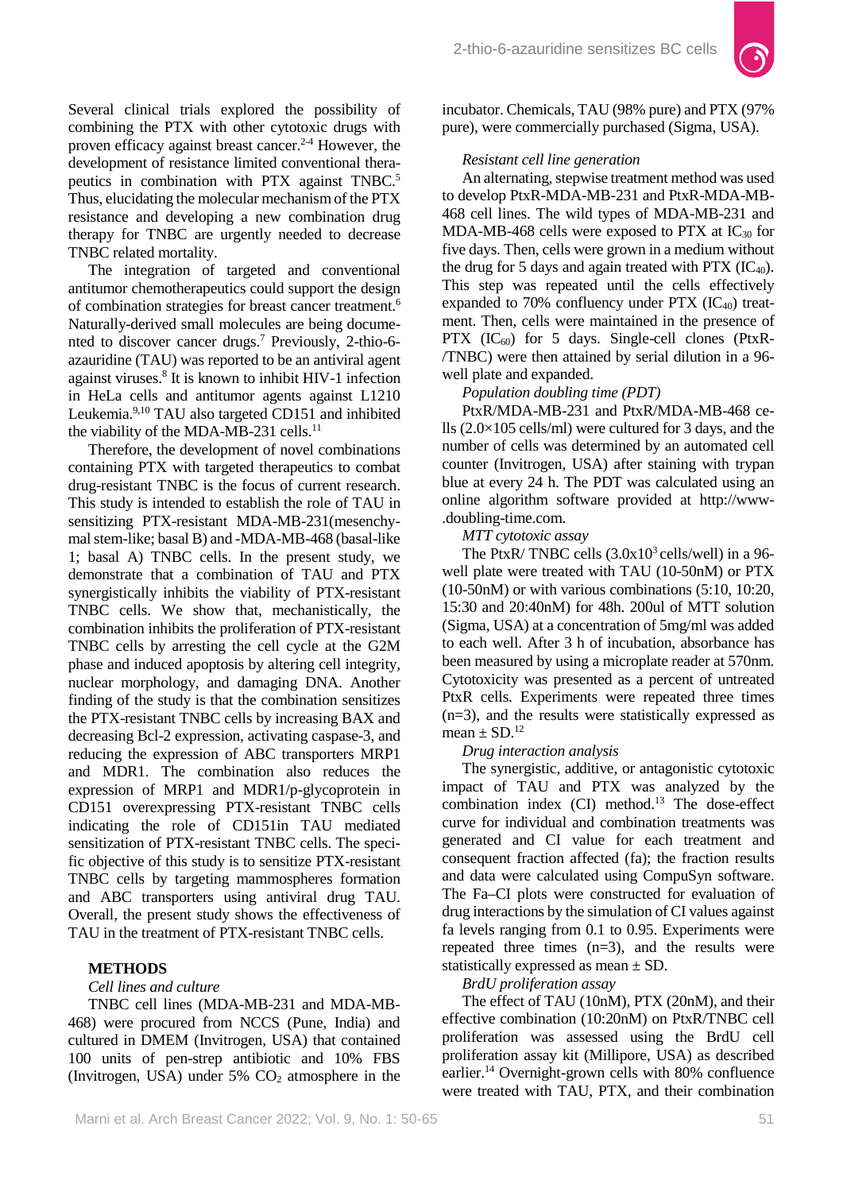Several clinical trials explored the possibility of combining the PTX with other cytotoxic drugs with proven efficacy against breast cancer.[2-4] However, the development of resistance limited conventional therapeutics in combination with PTX against TNBC.[5] Thus, elucidating the molecular mechanism of the PTX resistance and developing a new combination drug therapy for TNBC are urgently needed to decrease TNBC related mortality.

The integration of targeted and conventional antitumor chemotherapeutics could support the design of combination strategies for breast cancer treatment.[6] Naturally-derived small molecules are being documented to discover cancer drugs.[7] Previously, 2-thio-6-azauridine (TAU) was reported to be an antiviral agent against viruses.[8] It is known to inhibit HIV-1 infection in HeLa cells and antitumor agents against L1210 Leukemia.[9,10] TAU also targeted CD151 and inhibited the viability of the MDA-MB-231 cells.[11]

Therefore, the development of novel combinations containing PTX with targeted therapeutics to combat drug-resistant TNBC is the focus of current research. This study is intended to establish the role of TAU in sensitizing PTX-resistant MDA-MB-231(mesenchymal stem-like; basal B) and -MDA-MB-468 (basal-like 1; basal A) TNBC cells. In the present study, we demonstrate that a combination of TAU and PTX synergistically inhibits the viability of PTX-resistant TNBC cells. We show that, mechanistically, the combination inhibits the proliferation of PTX-resistant TNBC cells by arresting the cell cycle at the G2M phase and induced apoptosis by altering cell integrity, nuclear morphology, and damaging DNA. Another finding of the study is that the combination sensitizes the PTX-resistant TNBC cells by increasing BAX and decreasing Bcl-2 expression, activating caspase-3, and reducing the expression of ABC transporters MRP1 and MDR1. The combination also reduces the expression of MRP1 and MDR1/p-glycoprotein in CD151 overexpressing PTX-resistant TNBC cells indicating the role of CD151in TAU mediated sensitization of PTX-resistant TNBC cells. The specific objective of this study is to sensitize PTX-resistant TNBC cells by targeting mammospheres formation and ABC transporters using antiviral drug TAU. Overall, the present study shows the effectiveness of TAU in the treatment of PTX-resistant TNBC cells.

## METHODS

*Cell lines and culture*

TNBC cell lines (MDA-MB-231 and MDA-MB-468) were procured from NCCS (Pune, India) and cultured in DMEM (Invitrogen, USA) that contained 100 units of pen-strep antibiotic and 10% FBS (Invitrogen, USA) under 5% $CO_2$ atmosphere in the incubator. Chemicals, TAU (98% pure) and PTX (97% pure), were commercially purchased (Sigma, USA).

*Resistant cell line generation*

An alternating, stepwise treatment method was used to develop PtxR-MDA-MB-231 and PtxR-MDA-MB-468 cell lines. The wild types of MDA-MB-231 and MDA-MB-468 cells were exposed to PTX at $IC_{30}$ for five days. Then, cells were grown in a medium without the drug for 5 days and again treated with PTX ($IC_{40}$). This step was repeated until the cells effectively expanded to 70% confluency under PTX ($IC_{40}$) treatment. Then, cells were maintained in the presence of PTX ($IC_{60}$) for 5 days. Single-cell clones (PtxR-/TNBC) were then attained by serial dilution in a 96-well plate and expanded.

*Population doubling time (PDT)*

PtxR/MDA-MB-231 and PtxR/MDA-MB-468 cells (2.0×105 cells/ml) were cultured for 3 days, and the number of cells was determined by an automated cell counter (Invitrogen, USA) after staining with trypan blue at every 24 h. The PDT was calculated using an online algorithm software provided at http://www-.doubling-time.com.

*MTT cytotoxic assay*

The PtxR/ TNBC cells ($3.0x10^3$ cells/well) in a 96-well plate were treated with TAU (10-50nM) or PTX (10-50nM) or with various combinations (5:10, 10:20, 15:30 and 20:40nM) for 48h. 200ul of MTT solution (Sigma, USA) at a concentration of 5mg/ml was added to each well. After 3 h of incubation, absorbance has been measured by using a microplate reader at 570nm. Cytotoxicity was presented as a percent of untreated PtxR cells. Experiments were repeated three times (n=3), and the results were statistically expressed as mean ± SD.[12]

*Drug interaction analysis*

The synergistic, additive, or antagonistic cytotoxic impact of TAU and PTX was analyzed by the combination index (CI) method.[13] The dose-effect curve for individual and combination treatments was generated and CI value for each treatment and consequent fraction affected (fa); the fraction results and data were calculated using CompuSyn software. The Fa–CI plots were constructed for evaluation of drug interactions by the simulation of CI values against fa levels ranging from 0.1 to 0.95. Experiments were repeated three times (n=3), and the results were statistically expressed as mean ± SD.

*BrdU proliferation assay*

The effect of TAU (10nM), PTX (20nM), and their effective combination (10:20nM) on PtxR/TNBC cell proliferation was assessed using the BrdU cell proliferation assay kit (Millipore, USA) as described earlier.[14] Overnight-grown cells with 80% confluence were treated with TAU, PTX, and their combination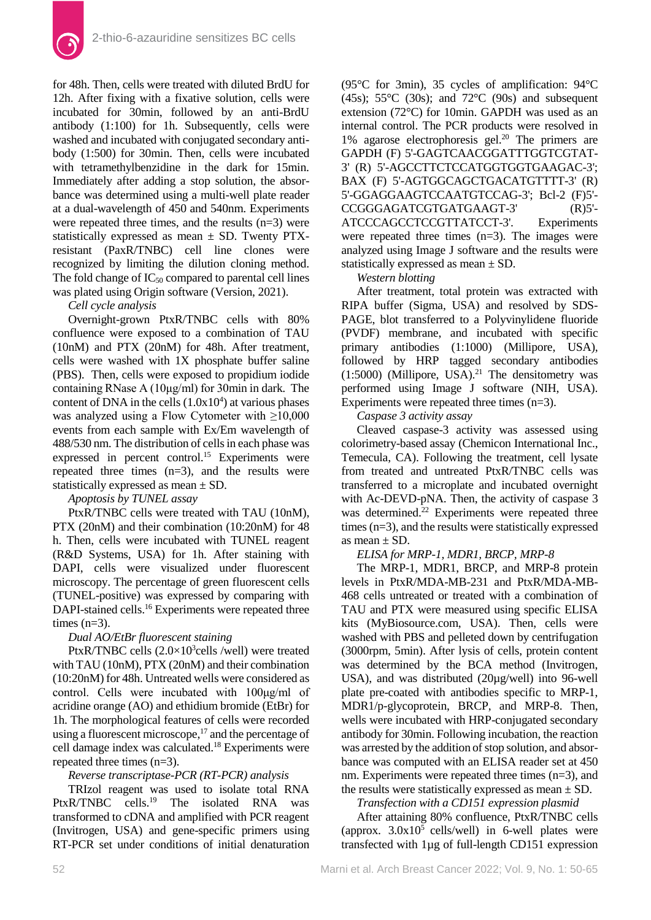for 48h. Then, cells were treated with diluted BrdU for 12h. After fixing with a fixative solution, cells were incubated for 30min, followed by an anti-BrdU antibody (1:100) for 1h. Subsequently, cells were washed and incubated with conjugated secondary antibody (1:500) for 30min. Then, cells were incubated with tetramethylbenzidine in the dark for 15min. Immediately after adding a stop solution, the absorbance was determined using a multi-well plate reader at a dual-wavelength of 450 and 540nm. Experiments were repeated three times, and the results (n=3) were statistically expressed as mean ± SD. Twenty PTX-resistant (PaxR/TNBC) cell line clones were recognized by limiting the dilution cloning method. The fold change of $IC_{50}$ compared to parental cell lines was plated using Origin software (Version, 2021).

*Cell cycle analysis*

Overnight-grown PtxR/TNBC cells with 80% confluence were exposed to a combination of TAU (10nM) and PTX (20nM) for 48h. After treatment, cells were washed with 1X phosphate buffer saline (PBS). Then, cells were exposed to propidium iodide containing RNase A (10μg/ml) for 30min in dark. The content of DNA in the cells ($1.0x10^4$) at various phases was analyzed using a Flow Cytometer with ≥10,000 events from each sample with Ex/Em wavelength of 488/530 nm. The distribution of cells in each phase was expressed in percent control.[15] Experiments were repeated three times (n=3), and the results were statistically expressed as mean ± SD.

*Apoptosis by TUNEL assay*

PtxR/TNBC cells were treated with TAU (10nM), PTX (20nM) and their combination (10:20nM) for 48 h. Then, cells were incubated with TUNEL reagent (R&D Systems, USA) for 1h. After staining with DAPI, cells were visualized under fluorescent microscopy. The percentage of green fluorescent cells (TUNEL-positive) was expressed by comparing with DAPI-stained cells.[16] Experiments were repeated three times (n=3).

*Dual AO/EtBr fluorescent staining*

PtxR/TNBC cells ($2.0×10^3$cells /well) were treated with TAU (10nM), PTX (20nM) and their combination (10:20nM) for 48h. Untreated wells were considered as control. Cells were incubated with 100μg/ml of acridine orange (AO) and ethidium bromide (EtBr) for 1h. The morphological features of cells were recorded using a fluorescent microscope,[17] and the percentage of cell damage index was calculated.[18] Experiments were repeated three times (n=3).

*Reverse transcriptase-PCR (RT-PCR) analysis*

TRIzol reagent was used to isolate total RNA PtxR/TNBC cells.[19] The isolated RNA was transformed to cDNA and amplified with PCR reagent (Invitrogen, USA) and gene-specific primers using RT-PCR set under conditions of initial denaturation (95°C for 3min), 35 cycles of amplification: 94°C (45s); 55°C (30s); and 72°C (90s) and subsequent extension (72°C) for 10min. GAPDH was used as an internal control. The PCR products were resolved in 1% agarose electrophoresis gel.[20] The primers are GAPDH (F) 5'-GAGTCAACGGATTTGGTCGTAT-3' (R) 5'-AGCCTTCTCCATGGTGGTGAAGAC-3'; BAX (F) 5'-AGTGGCAGCTGACATGTTTT-3' (R) 5'-GGAGGAAGTCCAATGTCCAG-3'; Bcl-2 (F)5'-CCGGGAGATCGTGATGAAGT-3' (R)5'-ATCCCAGCCTCCGTTATCCT-3'. Experiments were repeated three times (n=3). The images were analyzed using Image J software and the results were statistically expressed as mean ± SD.

*Western blotting*

After treatment, total protein was extracted with RIPA buffer (Sigma, USA) and resolved by SDS-PAGE, blot transferred to a Polyvinylidene fluoride (PVDF) membrane, and incubated with specific primary antibodies (1:1000) (Millipore, USA), followed by HRP tagged secondary antibodies (1:5000) (Millipore, USA).[21] The densitometry was performed using Image J software (NIH, USA). Experiments were repeated three times (n=3).

*Caspase 3 activity assay*

Cleaved caspase-3 activity was assessed using colorimetry-based assay (Chemicon International Inc., Temecula, CA). Following the treatment, cell lysate from treated and untreated PtxR/TNBC cells was transferred to a microplate and incubated overnight with Ac-DEVD-pNA. Then, the activity of caspase 3 was determined.[22] Experiments were repeated three times (n=3), and the results were statistically expressed as mean ± SD.

*ELISA for MRP-1, MDR1, BRCP, MRP-8*

The MRP-1, MDR1, BRCP, and MRP-8 protein levels in PtxR/MDA-MB-231 and PtxR/MDA-MB-468 cells untreated or treated with a combination of TAU and PTX were measured using specific ELISA kits (MyBiosource.com, USA). Then, cells were washed with PBS and pelleted down by centrifugation (3000rpm, 5min). After lysis of cells, protein content was determined by the BCA method (Invitrogen, USA), and was distributed (20μg/well) into 96-well plate pre-coated with antibodies specific to MRP-1, MDR1/p-glycoprotein, BRCP, and MRP-8. Then, wells were incubated with HRP-conjugated secondary antibody for 30min. Following incubation, the reaction was arrested by the addition of stop solution, and absorbance was computed with an ELISA reader set at 450 nm. Experiments were repeated three times (n=3), and the results were statistically expressed as mean ± SD.

*Transfection with a CD151 expression plasmid*

After attaining 80% confluence, PtxR/TNBC cells (approx. $3.0x10^5$ cells/well) in 6-well plates were transfected with 1μg of full-length CD151 expression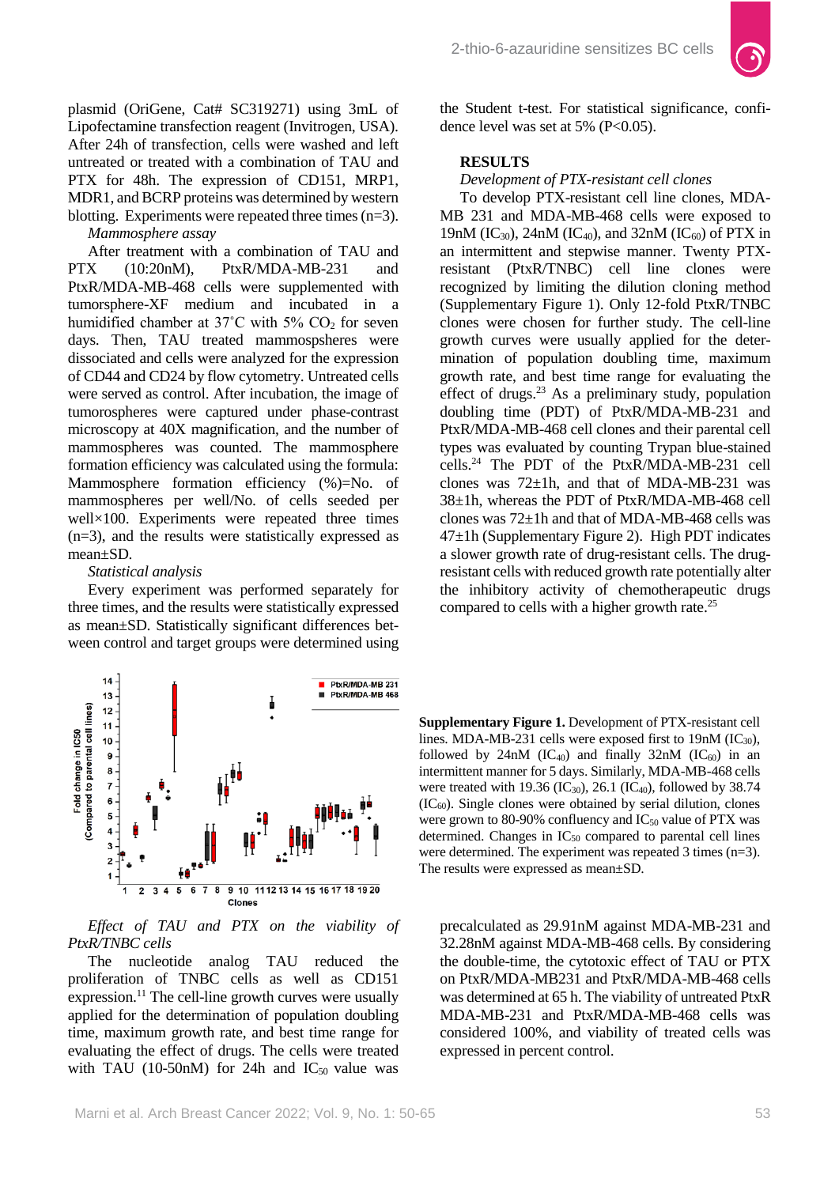plasmid (OriGene, Cat# SC319271) using 3mL of Lipofectamine transfection reagent (Invitrogen, USA). After 24h of transfection, cells were washed and left untreated or treated with a combination of TAU and PTX for 48h. The expression of CD151, MRP1, MDR1, and BCRP proteins was determined by western blotting. Experiments were repeated three times (n=3).

*Mammosphere assay*

After treatment with a combination of TAU and PTX (10:20nM), PtxR/MDA-MB-231 and PtxR/MDA-MB-468 cells were supplemented with tumorsphere-XF medium and incubated in a humidified chamber at 37˚C with 5% $CO_2$ for seven days. Then, TAU treated mammospsheres were dissociated and cells were analyzed for the expression of CD44 and CD24 by flow cytometry. Untreated cells were served as control. After incubation, the image of tumorospheres were captured under phase-contrast microscopy at 40X magnification, and the number of mammospheres was counted. The mammosphere formation efficiency was calculated using the formula: Mammosphere formation efficiency (%)=No. of mammospheres per well/No. of cells seeded per well×100. Experiments were repeated three times (n=3), and the results were statistically expressed as mean±SD.

*Statistical analysis*

Every experiment was performed separately for three times, and the results were statistically expressed as mean±SD. Statistically significant differences between control and target groups were determined using the Student t-test. For statistical significance, confidence level was set at 5% ($P<0.05$).

## RESULTS

*Development of PTX-resistant cell clones*

To develop PTX-resistant cell line clones, MDA-MB 231 and MDA-MB-468 cells were exposed to 19nM ($IC_{30}$), 24nM ($IC_{40}$), and 32nM ($IC_{60}$) of PTX in an intermittent and stepwise manner. Twenty PTX-resistant (PtxR/TNBC) cell line clones were recognized by limiting the dilution cloning method (Supplementary Figure 1). Only 12-fold PtxR/TNBC clones were chosen for further study. The cell-line growth curves were usually applied for the determination of population doubling time, maximum growth rate, and best time range for evaluating the effect of drugs.[23] As a preliminary study, population doubling time (PDT) of PtxR/MDA-MB-231 and PtxR/MDA-MB-468 cell clones and their parental cell types was evaluated by counting Trypan blue-stained cells.[24] The PDT of the PtxR/MDA-MB-231 cell clones was 72±1h, and that of MDA-MB-231 was 38±1h, whereas the PDT of PtxR/MDA-MB-468 cell clones was 72±1h and that of MDA-MB-468 cells was 47±1h (Supplementary Figure 2). High PDT indicates a slower growth rate of drug-resistant cells. The drug-resistant cells with reduced growth rate potentially alter the inhibitory activity of chemotherapeutic drugs compared to cells with a higher growth rate.[25]

**Supplementary Figure 1.** Development of PTX-resistant cell lines. MDA-MB-231 cells were exposed first to 19nM ($IC_{30}$), followed by 24nM ($IC_{40}$) and finally 32nM ($IC_{60}$) in an intermittent manner for 5 days. Similarly, MDA-MB-468 cells were treated with 19.36 ($IC_{30}$), 26.1 ($IC_{40}$), followed by 38.74 ($IC_{60}$). Single clones were obtained by serial dilution, clones were grown to 80-90% confluency and $IC_{50}$ value of PTX was determined. Changes in $IC_{50}$ compared to parental cell lines were determined. The experiment was repeated 3 times (n=3). The results were expressed as mean±SD.

*Effect of TAU and PTX on the viability of PtxR/TNBC cells*

The nucleotide analog TAU reduced the proliferation of TNBC cells as well as CD151 expression.[11] The cell-line growth curves were usually applied for the determination of population doubling time, maximum growth rate, and best time range for evaluating the effect of drugs. The cells were treated with TAU (10-50nM) for 24h and $IC_{50}$ value was precalculated as 29.91nM against MDA-MB-231 and 32.28nM against MDA-MB-468 cells. By considering the double-time, the cytotoxic effect of TAU or PTX on PtxR/MDA-MB231 and PtxR/MDA-MB-468 cells was determined at 65 h. The viability of untreated PtxR MDA-MB-231 and PtxR/MDA-MB-468 cells was considered 100%, and viability of treated cells was expressed in percent control.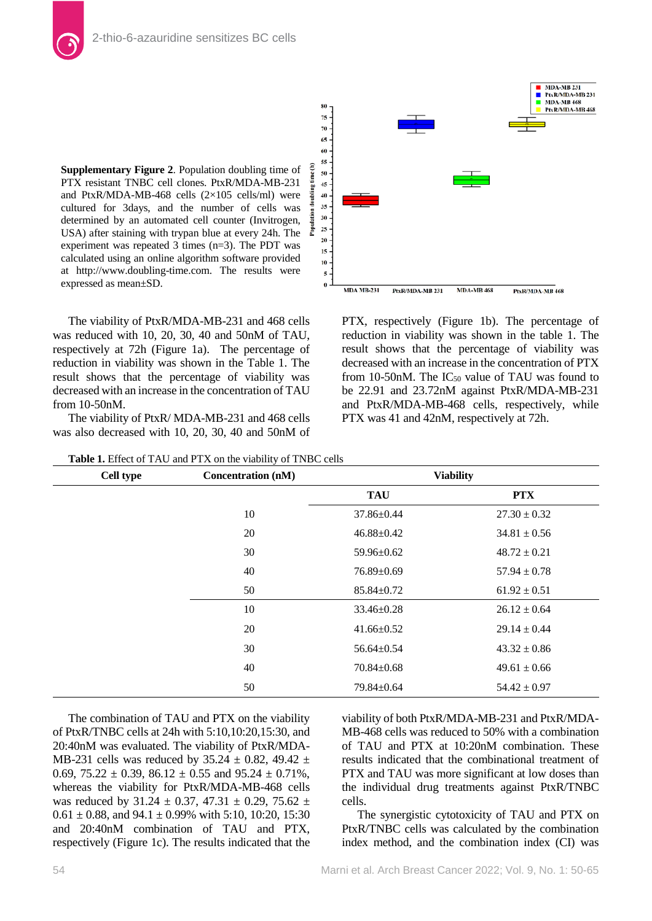**Supplementary Figure 2**. Population doubling time of PTX resistant TNBC cell clones. PtxR/MDA-MB-231 and PtxR/MDA-MB-468 cells (2×105 cells/ml) were cultured for 3days, and the number of cells was determined by an automated cell counter (Invitrogen, USA) after staining with trypan blue at every 24h. The experiment was repeated 3 times (n=3). The PDT was calculated using an online algorithm software provided at http://www.doubling-time.com. The results were expressed as mean±SD.

The viability of PtxR/MDA-MB-231 and 468 cells was reduced with 10, 20, 30, 40 and 50nM of TAU, respectively at 72h (Figure 1a). The percentage of reduction in viability was shown in the Table 1. The result shows that the percentage of viability was decreased with an increase in the concentration of TAU from 10-50nM.

The viability of PtxR/ MDA-MB-231 and 468 cells was also decreased with 10, 20, 30, 40 and 50nM of PTX, respectively (Figure 1b). The percentage of reduction in viability was shown in the table 1. The result shows that the percentage of viability was decreased with an increase in the concentration of PTX from 10-50nM. The $IC_{50}$ value of TAU was found to be 22.91 and 23.72nM against PtxR/MDA-MB-231 and PtxR/MDA-MB-468 cells, respectively, while PTX was 41 and 42nM, respectively at 72h.

**Table 1.** Effect of TAU and PTX on the viability of TNBC cells

| Cell type | Concentration (nM) | Viability | |
|---|---|---|---|
| | | **TAU** | **PTX** |
| | 10 | 37.86±0.44 | 27.30 ± 0.32 |
| | 20 | 46.88±0.42 | 34.81 ± 0.56 |
| | 30 | 59.96±0.62 | 48.72 ± 0.21 |
| | 40 | 76.89±0.69 | 57.94 ± 0.78 |
| | 50 | 85.84±0.72 | 61.92 ± 0.51 |
| | 10 | 33.46±0.28 | 26.12 ± 0.64 |
| | 20 | 41.66±0.52 | 29.14 ± 0.44 |
| | 30 | 56.64±0.54 | 43.32 ± 0.86 |
| | 40 | 70.84±0.68 | 49.61 ± 0.66 |
| | 50 | 79.84±0.64 | 54.42 ± 0.97 |

The combination of TAU and PTX on the viability of PtxR/TNBC cells at 24h with 5:10,10:20,15:30, and 20:40nM was evaluated. The viability of PtxR/MDA-MB-231 cells was reduced by 35.24 ± 0.82, 49.42 ± 0.69, 75.22 ± 0.39, 86.12 ± 0.55 and 95.24 ± 0.71%, whereas the viability for PtxR/MDA-MB-468 cells was reduced by 31.24 ± 0.37, 47.31 ± 0.29, 75.62 ± 0.61 ± 0.88, and 94.1 ± 0.99% with 5:10, 10:20, 15:30 and 20:40nM combination of TAU and PTX, respectively (Figure 1c). The results indicated that the viability of both PtxR/MDA-MB-231 and PtxR/MDA-MB-468 cells was reduced to 50% with a combination of TAU and PTX at 10:20nM combination. These results indicated that the combinational treatment of PTX and TAU was more significant at low doses than the individual drug treatments against PtxR/TNBC cells.

The synergistic cytotoxicity of TAU and PTX on PtxR/TNBC cells was calculated by the combination index method, and the combination index (CI) was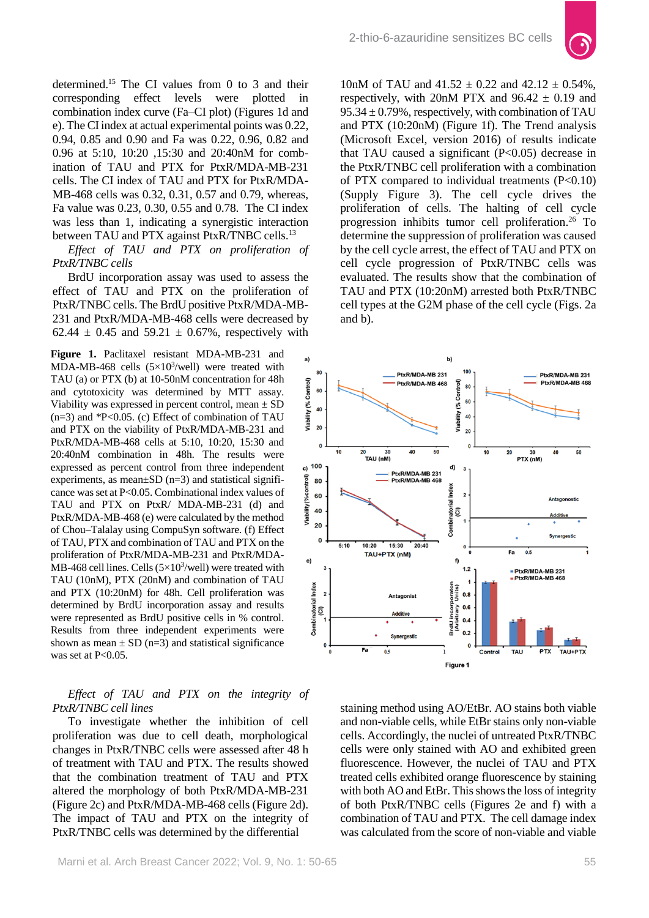determined.[15] The CI values from 0 to 3 and their corresponding effect levels were plotted in combination index curve (Fa–CI plot) (Figures 1d and e). The CI index at actual experimental points was 0.22, 0.94, 0.85 and 0.90 and Fa was 0.22, 0.96, 0.82 and 0.96 at 5:10, 10:20 ,15:30 and 20:40nM for combination of TAU and PTX for PtxR/MDA-MB-231 cells. The CI index of TAU and PTX for PtxR/MDA-MB-468 cells was 0.32, 0.31, 0.57 and 0.79, whereas, Fa value was 0.23, 0.30, 0.55 and 0.78. The CI index was less than 1, indicating a synergistic interaction between TAU and PTX against PtxR/TNBC cells.[13]

*Effect of TAU and PTX on proliferation of PtxR/TNBC cells*

BrdU incorporation assay was used to assess the effect of TAU and PTX on the proliferation of PtxR/TNBC cells. The BrdU positive PtxR/MDA-MB-231 and PtxR/MDA-MB-468 cells were decreased by 62.44 ± 0.45 and 59.21 ± 0.67%, respectively with 10nM of TAU and 41.52 ± 0.22 and 42.12 ± 0.54%, respectively, with 20nM PTX and 96.42 ± 0.19 and 95.34 ± 0.79%, respectively, with combination of TAU and PTX (10:20nM) (Figure 1f). The Trend analysis (Microsoft Excel, version 2016) of results indicate that TAU caused a significant (P<0.05) decrease in the PtxR/TNBC cell proliferation with a combination of PTX compared to individual treatments (P<0.10) (Supply Figure 3). The cell cycle drives the proliferation of cells. The halting of cell cycle progression inhibits tumor cell proliferation.[26] To determine the suppression of proliferation was caused by the cell cycle arrest, the effect of TAU and PTX on cell cycle progression of PtxR/TNBC cells was evaluated. The results show that the combination of TAU and PTX (10:20nM) arrested both PtxR/TNBC cell types at the G2M phase of the cell cycle (Figs. 2a and b).

**Figure 1.** Paclitaxel resistant MDA-MB-231 and MDA-MB-468 cells ($5\times10^3$/well) were treated with TAU (a) or PTX (b) at 10-50nM concentration for 48h and cytotoxicity was determined by MTT assay. Viability was expressed in percent control, mean ± SD (n=3) and *P<0.05. (c) Effect of combination of TAU and PTX on the viability of PtxR/MDA-MB-231 and PtxR/MDA-MB-468 cells at 5:10, 10:20, 15:30 and 20:40nM combination in 48h. The results were expressed as percent control from three independent experiments, as mean±SD (n=3) and statistical significance was set at P<0.05. Combinational index values of TAU and PTX on PtxR/ MDA-MB-231 (d) and PtxR/MDA-MB-468 (e) were calculated by the method of Chou–Talalay using CompuSyn software. (f) Effect of TAU, PTX and combination of TAU and PTX on the proliferation of PtxR/MDA-MB-231 and PtxR/MDA-MB-468 cell lines. Cells ($5\times10^3$/well) were treated with TAU (10nM), PTX (20nM) and combination of TAU and PTX (10:20nM) for 48h. Cell proliferation was determined by BrdU incorporation assay and results were represented as BrdU positive cells in % control. Results from three independent experiments were shown as mean ± SD (n=3) and statistical significance was set at P<0.05.

*Effect of TAU and PTX on the integrity of PtxR/TNBC cell lines*

To investigate whether the inhibition of cell proliferation was due to cell death, morphological changes in PtxR/TNBC cells were assessed after 48 h of treatment with TAU and PTX. The results showed that the combination treatment of TAU and PTX altered the morphology of both PtxR/MDA-MB-231 (Figure 2c) and PtxR/MDA-MB-468 cells (Figure 2d). The impact of TAU and PTX on the integrity of PtxR/TNBC cells was determined by the differential staining method using AO/EtBr. AO stains both viable and non-viable cells, while EtBr stains only non-viable cells. Accordingly, the nuclei of untreated PtxR/TNBC cells were only stained with AO and exhibited green fluorescence. However, the nuclei of TAU and PTX treated cells exhibited orange fluorescence by staining with both AO and EtBr. This shows the loss of integrity of both PtxR/TNBC cells (Figures 2e and f) with a combination of TAU and PTX. The cell damage index was calculated from the score of non-viable and viable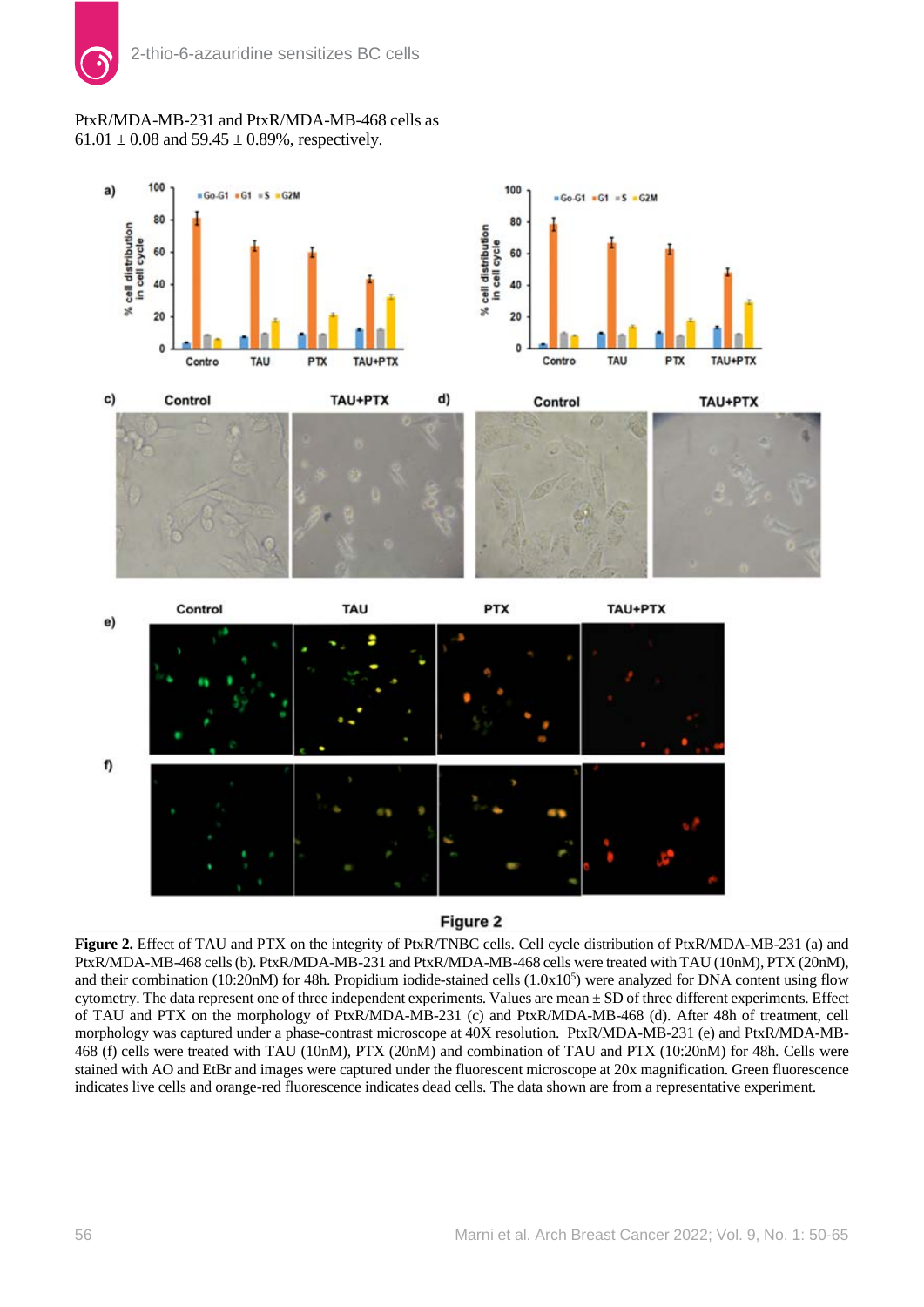PtxR/MDA-MB-231 and PtxR/MDA-MB-468 cells as 61.01 ± 0.08 and 59.45 ± 0.89%, respectively.

**Figure 2**

**Figure 2.** Effect of TAU and PTX on the integrity of PtxR/TNBC cells. Cell cycle distribution of PtxR/MDA-MB-231 (a) and PtxR/MDA-MB-468 cells (b). PtxR/MDA-MB-231 and PtxR/MDA-MB-468 cells were treated with TAU (10nM), PTX (20nM), and their combination (10:20nM) for 48h. Propidium iodide-stained cells ($1.0x10^5$) were analyzed for DNA content using flow cytometry. The data represent one of three independent experiments. Values are mean ± SD of three different experiments. Effect of TAU and PTX on the morphology of PtxR/MDA-MB-231 (c) and PtxR/MDA-MB-468 (d). After 48h of treatment, cell morphology was captured under a phase-contrast microscope at 40X resolution. PtxR/MDA-MB-231 (e) and PtxR/MDA-MB-468 (f) cells were treated with TAU (10nM), PTX (20nM) and combination of TAU and PTX (10:20nM) for 48h. Cells were stained with AO and EtBr and images were captured under the fluorescent microscope at 20x magnification. Green fluorescence indicates live cells and orange-red fluorescence indicates dead cells. The data shown are from a representative experiment.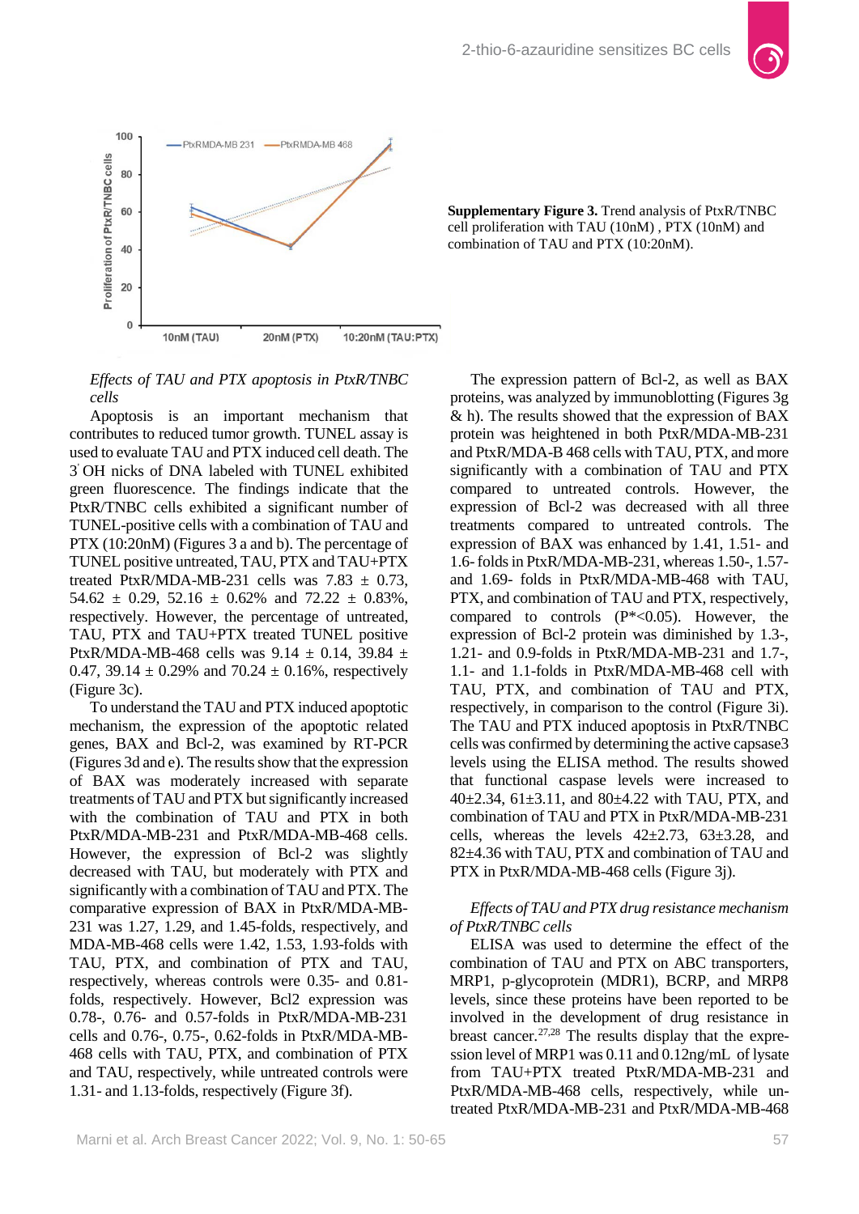**Supplementary Figure 3.** Trend analysis of PtxR/TNBC cell proliferation with TAU (10nM) , PTX (10nM) and combination of TAU and PTX (10:20nM).

*Effects of TAU and PTX apoptosis in PtxR/TNBC cells*

Apoptosis is an important mechanism that contributes to reduced tumor growth. TUNEL assay is used to evaluate TAU and PTX induced cell death. The 3' OH nicks of DNA labeled with TUNEL exhibited green fluorescence. The findings indicate that the PtxR/TNBC cells exhibited a significant number of TUNEL-positive cells with a combination of TAU and PTX (10:20nM) (Figures 3 a and b). The percentage of TUNEL positive untreated, TAU, PTX and TAU+PTX treated PtxR/MDA-MB-231 cells was 7.83 ± 0.73, 54.62 ± 0.29, 52.16 ± 0.62% and 72.22 ± 0.83%, respectively. However, the percentage of untreated, TAU, PTX and TAU+PTX treated TUNEL positive PtxR/MDA-MB-468 cells was 9.14 ± 0.14, 39.84 ± 0.47, 39.14 ± 0.29% and 70.24 ± 0.16%, respectively (Figure 3c).

To understand the TAU and PTX induced apoptotic mechanism, the expression of the apoptotic related genes, BAX and Bcl-2, was examined by RT-PCR (Figures 3d and e). The results show that the expression of BAX was moderately increased with separate treatments of TAU and PTX but significantly increased with the combination of TAU and PTX in both PtxR/MDA-MB-231 and PtxR/MDA-MB-468 cells. However, the expression of Bcl-2 was slightly decreased with TAU, but moderately with PTX and significantly with a combination of TAU and PTX. The comparative expression of BAX in PtxR/MDA-MB-231 was 1.27, 1.29, and 1.45-folds, respectively, and MDA-MB-468 cells were 1.42, 1.53, 1.93-folds with TAU, PTX, and combination of PTX and TAU, respectively, whereas controls were 0.35- and 0.81-folds, respectively. However, Bcl2 expression was 0.78-, 0.76- and 0.57-folds in PtxR/MDA-MB-231 cells and 0.76-, 0.75-, 0.62-folds in PtxR/MDA-MB-468 cells with TAU, PTX, and combination of PTX and TAU, respectively, while untreated controls were 1.31- and 1.13-folds, respectively (Figure 3f).

The expression pattern of Bcl-2, as well as BAX proteins, was analyzed by immunoblotting (Figures 3g & h). The results showed that the expression of BAX protein was heightened in both PtxR/MDA-MB-231 and PtxR/MDA-B 468 cells with TAU, PTX, and more significantly with a combination of TAU and PTX compared to untreated controls. However, the expression of Bcl-2 was decreased with all three treatments compared to untreated controls. The expression of BAX was enhanced by 1.41, 1.51- and 1.6- folds in PtxR/MDA-MB-231, whereas 1.50-, 1.57- and 1.69- folds in PtxR/MDA-MB-468 with TAU, PTX, and combination of TAU and PTX, respectively, compared to controls ($P^* < 0.05$). However, the expression of Bcl-2 protein was diminished by 1.3-, 1.21- and 0.9-folds in PtxR/MDA-MB-231 and 1.7-, 1.1- and 1.1-folds in PtxR/MDA-MB-468 cell with TAU, PTX, and combination of TAU and PTX, respectively, in comparison to the control (Figure 3i). The TAU and PTX induced apoptosis in PtxR/TNBC cells was confirmed by determining the active capsase3 levels using the ELISA method. The results showed that functional caspase levels were increased to 40±2.34, 61±3.11, and 80±4.22 with TAU, PTX, and combination of TAU and PTX in PtxR/MDA-MB-231 cells, whereas the levels 42±2.73, 63±3.28, and 82±4.36 with TAU, PTX and combination of TAU and PTX in PtxR/MDA-MB-468 cells (Figure 3j).

*Effects of TAU and PTX drug resistance mechanism of PtxR/TNBC cells*

ELISA was used to determine the effect of the combination of TAU and PTX on ABC transporters, MRP1, p-glycoprotein (MDR1), BCRP, and MRP8 levels, since these proteins have been reported to be involved in the development of drug resistance in breast cancer.[27,28] The results display that the expression level of MRP1 was 0.11 and 0.12ng/mL of lysate from TAU+PTX treated PtxR/MDA-MB-231 and PtxR/MDA-MB-468 cells, respectively, while untreated PtxR/MDA-MB-231 and PtxR/MDA-MB-468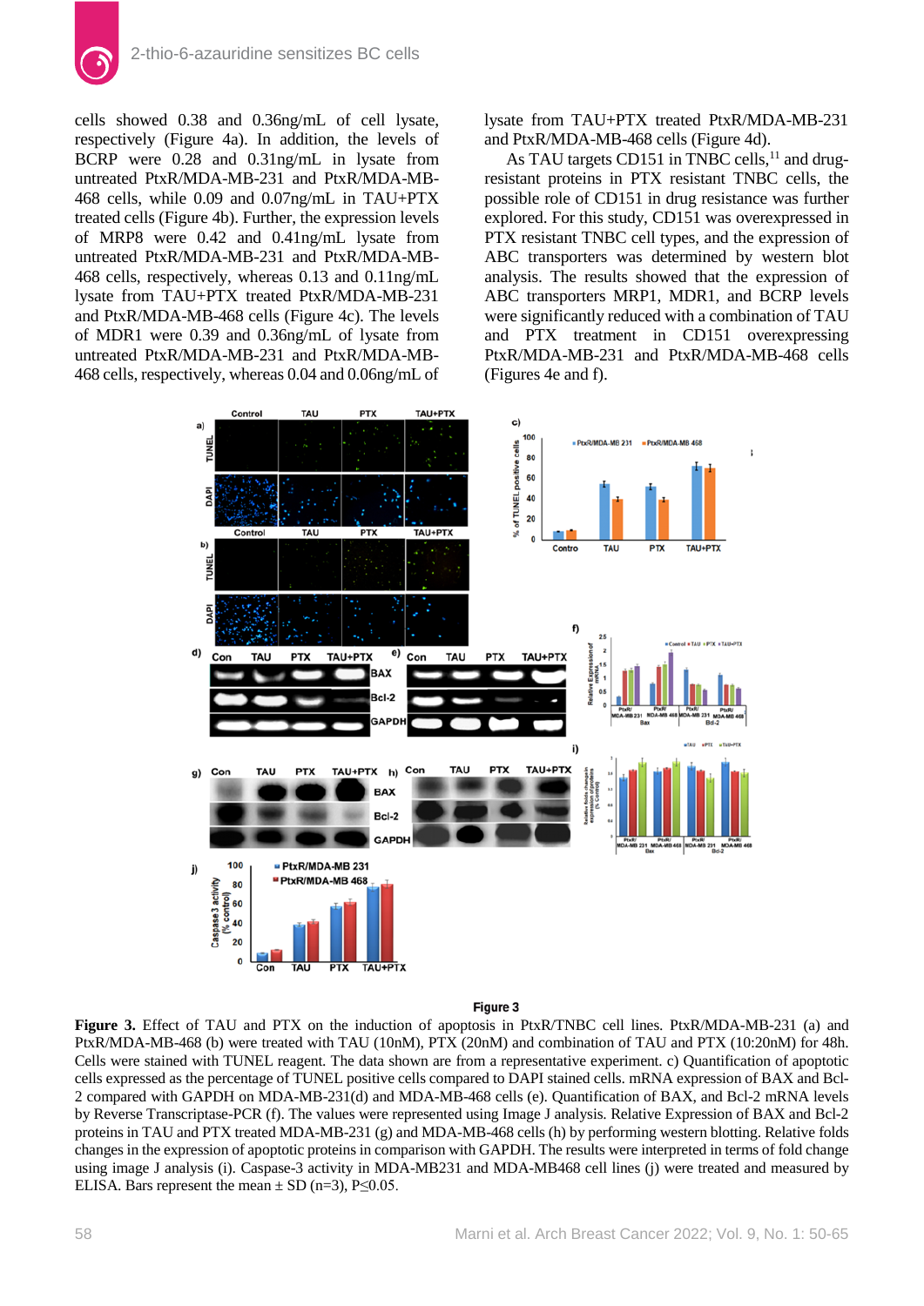cells showed 0.38 and 0.36ng/mL of cell lysate, respectively (Figure 4a). In addition, the levels of BCRP were 0.28 and 0.31ng/mL in lysate from untreated PtxR/MDA-MB-231 and PtxR/MDA-MB-468 cells, while 0.09 and 0.07ng/mL in TAU+PTX treated cells (Figure 4b). Further, the expression levels of MRP8 were 0.42 and 0.41ng/mL lysate from untreated PtxR/MDA-MB-231 and PtxR/MDA-MB-468 cells, respectively, whereas 0.13 and 0.11ng/mL lysate from TAU+PTX treated PtxR/MDA-MB-231 and PtxR/MDA-MB-468 cells (Figure 4c). The levels of MDR1 were 0.39 and 0.36ng/mL of lysate from untreated PtxR/MDA-MB-231 and PtxR/MDA-MB-468 cells, respectively, whereas 0.04 and 0.06ng/mL of lysate from TAU+PTX treated PtxR/MDA-MB-231 and PtxR/MDA-MB-468 cells (Figure 4d).

As TAU targets CD151 in TNBC cells,[11] and drug-resistant proteins in PTX resistant TNBC cells, the possible role of CD151 in drug resistance was further explored. For this study, CD151 was overexpressed in PTX resistant TNBC cell types, and the expression of ABC transporters was determined by western blot analysis. The results showed that the expression of ABC transporters MRP1, MDR1, and BCRP levels were significantly reduced with a combination of TAU and PTX treatment in CD151 overexpressing PtxR/MDA-MB-231 and PtxR/MDA-MB-468 cells (Figures 4e and f).

Figure 3

**Figure 3.** Effect of TAU and PTX on the induction of apoptosis in PtxR/TNBC cell lines. PtxR/MDA-MB-231 (a) and PtxR/MDA-MB-468 (b) were treated with TAU (10nM), PTX (20nM) and combination of TAU and PTX (10:20nM) for 48h. Cells were stained with TUNEL reagent. The data shown are from a representative experiment. c) Quantification of apoptotic cells expressed as the percentage of TUNEL positive cells compared to DAPI stained cells. mRNA expression of BAX and Bcl-2 compared with GAPDH on MDA-MB-231(d) and MDA-MB-468 cells (e). Quantification of BAX, and Bcl-2 mRNA levels by Reverse Transcriptase-PCR (f). The values were represented using Image J analysis. Relative Expression of BAX and Bcl-2 proteins in TAU and PTX treated MDA-MB-231 (g) and MDA-MB-468 cells (h) by performing western blotting. Relative folds changes in the expression of apoptotic proteins in comparison with GAPDH. The results were interpreted in terms of fold change using image J analysis (i). Caspase-3 activity in MDA-MB231 and MDA-MB468 cell lines (j) were treated and measured by ELISA. Bars represent the mean ± SD (n=3), P≤0.05.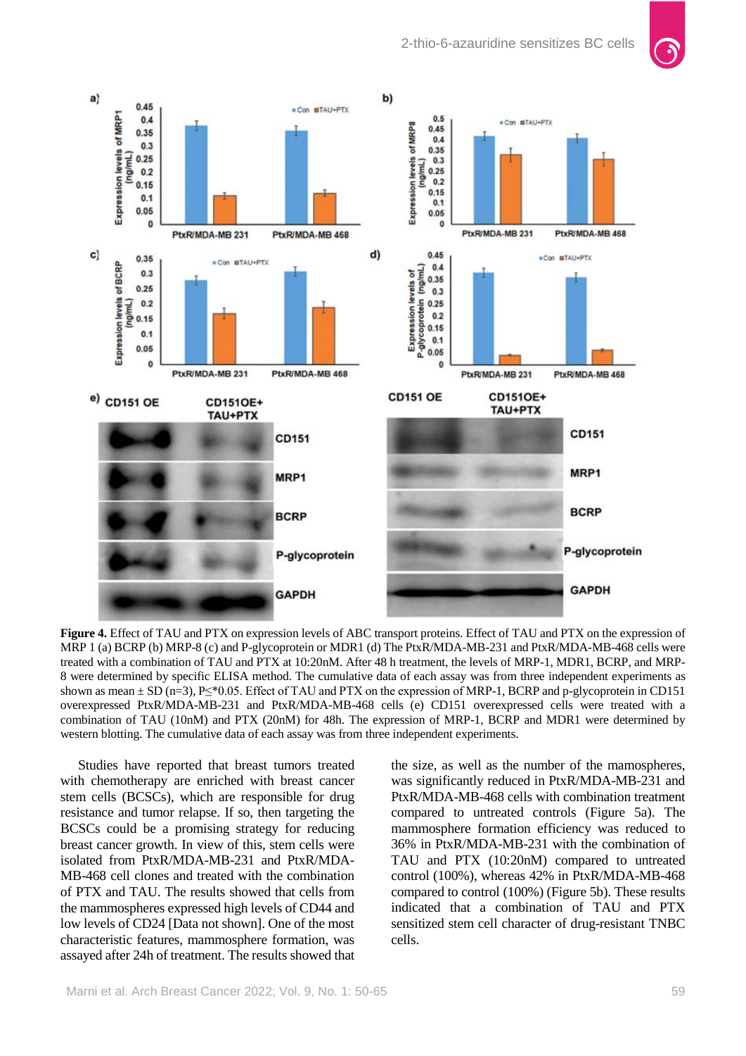**Figure 4.** Effect of TAU and PTX on expression levels of ABC transport proteins. Effect of TAU and PTX on the expression of MRP 1 (a) BCRP (b) MRP-8 (c) and P-glycoprotein or MDR1 (d) The PtxR/MDA-MB-231 and PtxR/MDA-MB-468 cells were treated with a combination of TAU and PTX at 10:20nM. After 48 h treatment, the levels of MRP-1, MDR1, BCRP, and MRP-8 were determined by specific ELISA method. The cumulative data of each assay was from three independent experiments as shown as mean ± SD (n=3), P≤*0.05. Effect of TAU and PTX on the expression of MRP-1, BCRP and p-glycoprotein in CD151 overexpressed PtxR/MDA-MB-231 and PtxR/MDA-MB-468 cells (e) CD151 overexpressed cells were treated with a combination of TAU (10nM) and PTX (20nM) for 48h. The expression of MRP-1, BCRP and MDR1 were determined by western blotting. The cumulative data of each assay was from three independent experiments.

Studies have reported that breast tumors treated with chemotherapy are enriched with breast cancer stem cells (BCSCs), which are responsible for drug resistance and tumor relapse. If so, then targeting the BCSCs could be a promising strategy for reducing breast cancer growth. In view of this, stem cells were isolated from PtxR/MDA-MB-231 and PtxR/MDA-MB-468 cell clones and treated with the combination of PTX and TAU. The results showed that cells from the mammospheres expressed high levels of CD44 and low levels of CD24 [Data not shown]. One of the most characteristic features, mammosphere formation, was assayed after 24h of treatment. The results showed that the size, as well as the number of the mamospheres, was significantly reduced in PtxR/MDA-MB-231 and PtxR/MDA-MB-468 cells with combination treatment compared to untreated controls (Figure 5a). The mammosphere formation efficiency was reduced to 36% in PtxR/MDA-MB-231 with the combination of TAU and PTX (10:20nM) compared to untreated control (100%), whereas 42% in PtxR/MDA-MB-468 compared to control (100%) (Figure 5b). These results indicated that a combination of TAU and PTX sensitized stem cell character of drug-resistant TNBC cells.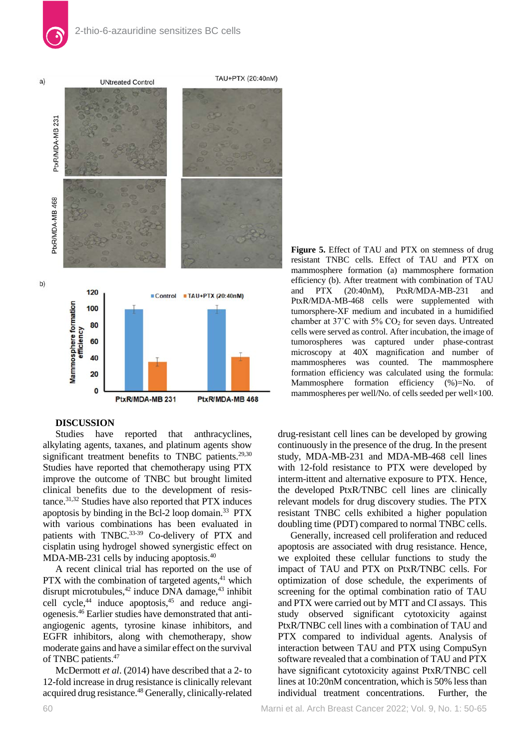**Figure 5.** Effect of TAU and PTX on stemness of drug resistant TNBC cells. Effect of TAU and PTX on mammosphere formation (a) mammosphere formation efficiency (b). After treatment with combination of TAU and PTX (20:40nM), PtxR/MDA-MB-231 and PtxR/MDA-MB-468 cells were supplemented with tumorsphere-XF medium and incubated in a humidified chamber at 37˚C with 5% $CO_2$ for seven days. Untreated cells were served as control. After incubation, the image of tumorospheres was captured under phase-contrast microscopy at 40X magnification and number of mammospheres was counted. The mammosphere formation efficiency was calculated using the formula: Mammosphere formation efficiency (%)=No. of mammospheres per well/No. of cells seeded per well×100.

## DISCUSSION

Studies have reported that anthracyclines, alkylating agents, taxanes, and platinum agents show significant treatment benefits to TNBC patients.[29,30] Studies have reported that chemotherapy using PTX improve the outcome of TNBC but brought limited clinical benefits due to the development of resistance.[31,32] Studies have also reported that PTX induces apoptosis by binding in the Bcl-2 loop domain.[33] PTX with various combinations has been evaluated in patients with TNBC.[33-39] Co-delivery of PTX and cisplatin using hydrogel showed synergistic effect on MDA-MB-231 cells by inducing apoptosis.[40]

A recent clinical trial has reported on the use of PTX with the combination of targeted agents,[41] which disrupt microtubules,[42] induce DNA damage,[43] inhibit cell cycle,[44] induce apoptosis,[45] and reduce angiogenesis.[46] Earlier studies have demonstrated that anti-angiogenic agents, tyrosine kinase inhibitors, and EGFR inhibitors, along with chemotherapy, show moderate gains and have a similar effect on the survival of TNBC patients.[47]

McDermott *et al*. (2014) have described that a 2- to 12-fold increase in drug resistance is clinically relevant acquired drug resistance.[48] Generally, clinically-related drug-resistant cell lines can be developed by growing continuously in the presence of the drug. In the present study, MDA-MB-231 and MDA-MB-468 cell lines with 12-fold resistance to PTX were developed by interm-ittent and alternative exposure to PTX. Hence, the developed PtxR/TNBC cell lines are clinically relevant models for drug discovery studies. The PTX resistant TNBC cells exhibited a higher population doubling time (PDT) compared to normal TNBC cells.

Generally, increased cell proliferation and reduced apoptosis are associated with drug resistance. Hence, we exploited these cellular functions to study the impact of TAU and PTX on PtxR/TNBC cells. For optimization of dose schedule, the experiments of screening for the optimal combination ratio of TAU and PTX were carried out by MTT and CI assays. This study observed significant cytotoxicity against PtxR/TNBC cell lines with a combination of TAU and PTX compared to individual agents. Analysis of interaction between TAU and PTX using CompuSyn software revealed that a combination of TAU and PTX have significant cytotoxicity against PtxR/TNBC cell lines at 10:20nM concentration, which is 50% less than individual treatment concentrations. Further, the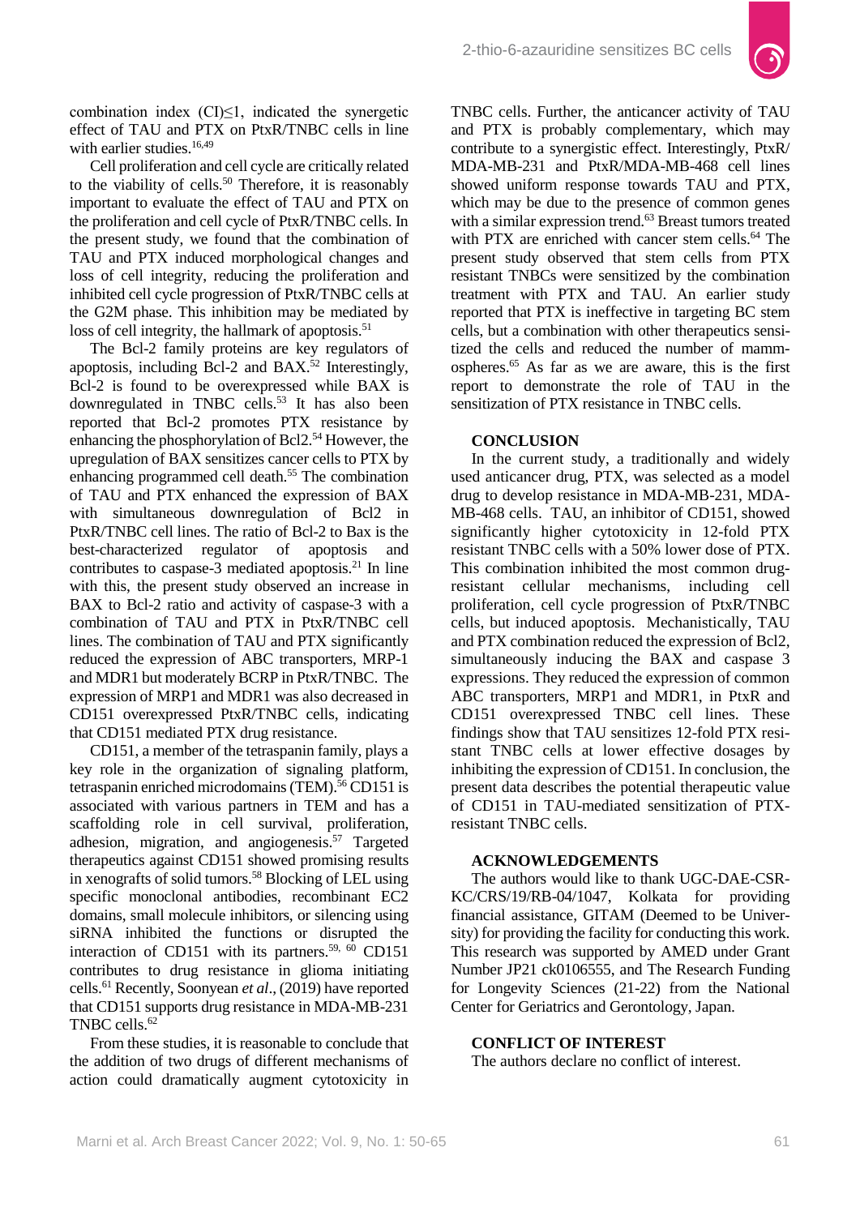combination index (CI)≤1, indicated the synergetic effect of TAU and PTX on PtxR/TNBC cells in line with earlier studies.[16,49]

Cell proliferation and cell cycle are critically related to the viability of cells.[50] Therefore, it is reasonably important to evaluate the effect of TAU and PTX on the proliferation and cell cycle of PtxR/TNBC cells. In the present study, we found that the combination of TAU and PTX induced morphological changes and loss of cell integrity, reducing the proliferation and inhibited cell cycle progression of PtxR/TNBC cells at the G2M phase. This inhibition may be mediated by loss of cell integrity, the hallmark of apoptosis.[51]

The Bcl-2 family proteins are key regulators of apoptosis, including Bcl-2 and BAX.[52] Interestingly, Bcl-2 is found to be overexpressed while BAX is downregulated in TNBC cells.[53] It has also been reported that Bcl-2 promotes PTX resistance by enhancing the phosphorylation of Bcl2.[54] However, the upregulation of BAX sensitizes cancer cells to PTX by enhancing programmed cell death.[55] The combination of TAU and PTX enhanced the expression of BAX with simultaneous downregulation of Bcl2 in PtxR/TNBC cell lines. The ratio of Bcl-2 to Bax is the best-characterized regulator of apoptosis and contributes to caspase-3 mediated apoptosis.[21] In line with this, the present study observed an increase in BAX to Bcl-2 ratio and activity of caspase-3 with a combination of TAU and PTX in PtxR/TNBC cell lines. The combination of TAU and PTX significantly reduced the expression of ABC transporters, MRP-1 and MDR1 but moderately BCRP in PtxR/TNBC. The expression of MRP1 and MDR1 was also decreased in CD151 overexpressed PtxR/TNBC cells, indicating that CD151 mediated PTX drug resistance.

CD151, a member of the tetraspanin family, plays a key role in the organization of signaling platform, tetraspanin enriched microdomains (TEM).[56] CD151 is associated with various partners in TEM and has a scaffolding role in cell survival, proliferation, adhesion, migration, and angiogenesis.[57] Targeted therapeutics against CD151 showed promising results in xenografts of solid tumors.[58] Blocking of LEL using specific monoclonal antibodies, recombinant EC2 domains, small molecule inhibitors, or silencing using siRNA inhibited the functions or disrupted the interaction of CD151 with its partners.[59, 60] CD151 contributes to drug resistance in glioma initiating cells.[61] Recently, Soonyean *et al*., (2019) have reported that CD151 supports drug resistance in MDA-MB-231 TNBC cells.[62]

From these studies, it is reasonable to conclude that the addition of two drugs of different mechanisms of action could dramatically augment cytotoxicity in TNBC cells. Further, the anticancer activity of TAU and PTX is probably complementary, which may contribute to a synergistic effect. Interestingly, PtxR/MDA-MB-231 and PtxR/MDA-MB-468 cell lines showed uniform response towards TAU and PTX, which may be due to the presence of common genes with a similar expression trend.[63] Breast tumors treated with PTX are enriched with cancer stem cells.[64] The present study observed that stem cells from PTX resistant TNBCs were sensitized by the combination treatment with PTX and TAU. An earlier study reported that PTX is ineffective in targeting BC stem cells, but a combination with other therapeutics sensitized the cells and reduced the number of mammospheres.[65] As far as we are aware, this is the first report to demonstrate the role of TAU in the sensitization of PTX resistance in TNBC cells.

## CONCLUSION

In the current study, a traditionally and widely used anticancer drug, PTX, was selected as a model drug to develop resistance in MDA-MB-231, MDA-MB-468 cells. TAU, an inhibitor of CD151, showed significantly higher cytotoxicity in 12-fold PTX resistant TNBC cells with a 50% lower dose of PTX. This combination inhibited the most common drug-resistant cellular mechanisms, including cell proliferation, cell cycle progression of PtxR/TNBC cells, but induced apoptosis. Mechanistically, TAU and PTX combination reduced the expression of Bcl2, simultaneously inducing the BAX and caspase 3 expressions. They reduced the expression of common ABC transporters, MRP1 and MDR1, in PtxR and CD151 overexpressed TNBC cell lines. These findings show that TAU sensitizes 12-fold PTX resistant TNBC cells at lower effective dosages by inhibiting the expression of CD151. In conclusion, the present data describes the potential therapeutic value of CD151 in TAU-mediated sensitization of PTX-resistant TNBC cells.

## ACKNOWLEDGEMENTS

The authors would like to thank UGC-DAE-CSR-KC/CRS/19/RB-04/1047, Kolkata for providing financial assistance, GITAM (Deemed to be University) for providing the facility for conducting this work. This research was supported by AMED under Grant Number JP21 ck0106555, and The Research Funding for Longevity Sciences (21-22) from the National Center for Geriatrics and Gerontology, Japan.

## CONFLICT OF INTEREST

The authors declare no conflict of interest.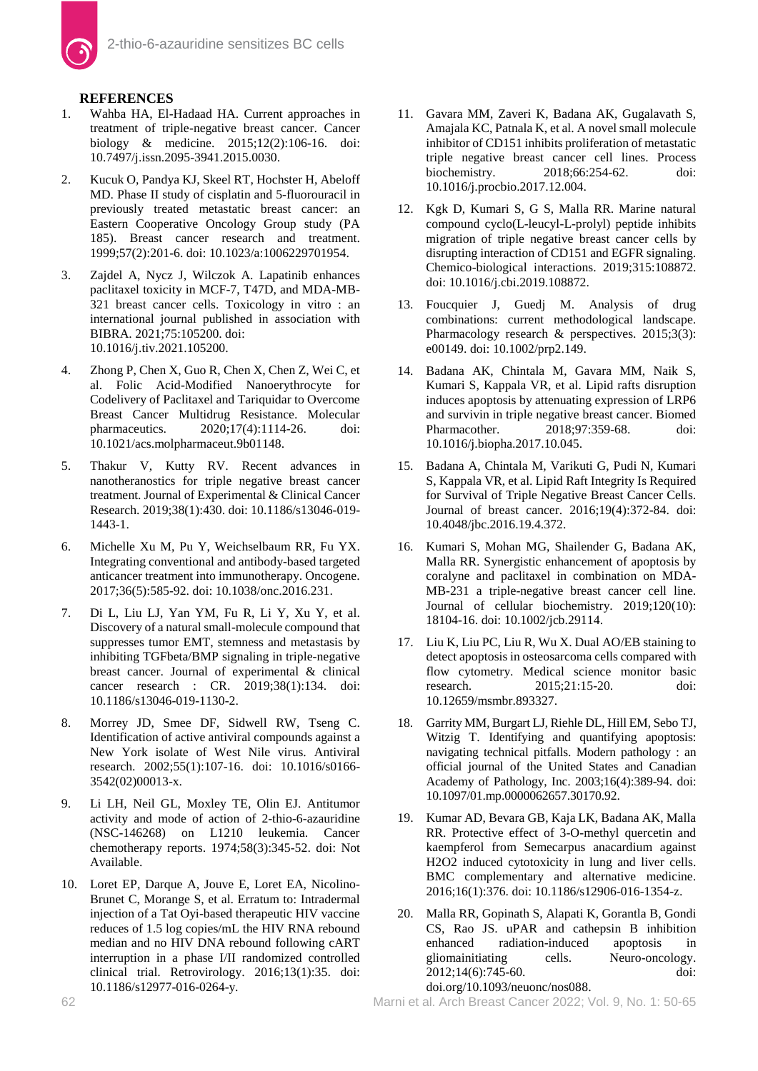## REFERENCES

1. Wahba HA, El-Hadaad HA. Current approaches in treatment of triple-negative breast cancer. Cancer biology & medicine. 2015;12(2):106-16. doi: 10.7497/j.issn.2095-3941.2015.0030.
2. Kucuk O, Pandya KJ, Skeel RT, Hochster H, Abeloff MD. Phase II study of cisplatin and 5-fluorouracil in previously treated metastatic breast cancer: an Eastern Cooperative Oncology Group study (PA 185). Breast cancer research and treatment. 1999;57(2):201-6. doi: 10.1023/a:1006229701954.
3. Zajdel A, Nycz J, Wilczok A. Lapatinib enhances paclitaxel toxicity in MCF-7, T47D, and MDA-MB-321 breast cancer cells. Toxicology in vitro : an international journal published in association with BIBRA. 2021;75:105200. doi: 10.1016/j.tiv.2021.105200.
4. Zhong P, Chen X, Guo R, Chen X, Chen Z, Wei C, et al. Folic Acid-Modified Nanoerythrocyte for Codelivery of Paclitaxel and Tariquidar to Overcome Breast Cancer Multidrug Resistance. Molecular pharmaceutics. 2020;17(4):1114-26. doi: 10.1021/acs.molpharmaceut.9b01148.
5. Thakur V, Kutty RV. Recent advances in nanotheranostics for triple negative breast cancer treatment. Journal of Experimental & Clinical Cancer Research. 2019;38(1):430. doi: 10.1186/s13046-019-1443-1.
6. Michelle Xu M, Pu Y, Weichselbaum RR, Fu YX. Integrating conventional and antibody-based targeted anticancer treatment into immunotherapy. Oncogene. 2017;36(5):585-92. doi: 10.1038/onc.2016.231.
7. Di L, Liu LJ, Yan YM, Fu R, Li Y, Xu Y, et al. Discovery of a natural small-molecule compound that suppresses tumor EMT, stemness and metastasis by inhibiting TGFbeta/BMP signaling in triple-negative breast cancer. Journal of experimental & clinical cancer research : CR. 2019;38(1):134. doi: 10.1186/s13046-019-1130-2.
8. Morrey JD, Smee DF, Sidwell RW, Tseng C. Identification of active antiviral compounds against a New York isolate of West Nile virus. Antiviral research. 2002;55(1):107-16. doi: 10.1016/s0166-3542(02)00013-x.
9. Li LH, Neil GL, Moxley TE, Olin EJ. Antitumor activity and mode of action of 2-thio-6-azauridine (NSC-146268) on L1210 leukemia. Cancer chemotherapy reports. 1974;58(3):345-52. doi: Not Available.
10. Loret EP, Darque A, Jouve E, Loret EA, Nicolino-Brunet C, Morange S, et al. Erratum to: Intradermal injection of a Tat Oyi-based therapeutic HIV vaccine reduces of 1.5 log copies/mL the HIV RNA rebound median and no HIV DNA rebound following cART interruption in a phase I/II randomized controlled clinical trial. Retrovirology. 2016;13(1):35. doi: 10.1186/s12977-016-0264-y.
11. Gavara MM, Zaveri K, Badana AK, Gugalavath S, Amajala KC, Patnala K, et al. A novel small molecule inhibitor of CD151 inhibits proliferation of metastatic triple negative breast cancer cell lines. Process biochemistry. 2018;66:254-62. doi: 10.1016/j.procbio.2017.12.004.
12. Kgk D, Kumari S, G S, Malla RR. Marine natural compound cyclo(L-leucyl-L-prolyl) peptide inhibits migration of triple negative breast cancer cells by disrupting interaction of CD151 and EGFR signaling. Chemico-biological interactions. 2019;315:108872. doi: 10.1016/j.cbi.2019.108872.
13. Foucquier J, Guedj M. Analysis of drug combinations: current methodological landscape. Pharmacology research & perspectives. 2015;3(3): e00149. doi: 10.1002/prp2.149.
14. Badana AK, Chintala M, Gavara MM, Naik S, Kumari S, Kappala VR, et al. Lipid rafts disruption induces apoptosis by attenuating expression of LRP6 and survivin in triple negative breast cancer. Biomed Pharmacother. 2018;97:359-68. doi: 10.1016/j.biopha.2017.10.045.
15. Badana A, Chintala M, Varikuti G, Pudi N, Kumari S, Kappala VR, et al. Lipid Raft Integrity Is Required for Survival of Triple Negative Breast Cancer Cells. Journal of breast cancer. 2016;19(4):372-84. doi: 10.4048/jbc.2016.19.4.372.
16. Kumari S, Mohan MG, Shailender G, Badana AK, Malla RR. Synergistic enhancement of apoptosis by coralyne and paclitaxel in combination on MDA-MB-231 a triple-negative breast cancer cell line. Journal of cellular biochemistry. 2019;120(10): 18104-16. doi: 10.1002/jcb.29114.
17. Liu K, Liu PC, Liu R, Wu X. Dual AO/EB staining to detect apoptosis in osteosarcoma cells compared with flow cytometry. Medical science monitor basic research. 2015;21:15-20. doi: 10.12659/msmbr.893327.
18. Garrity MM, Burgart LJ, Riehle DL, Hill EM, Sebo TJ, Witzig T. Identifying and quantifying apoptosis: navigating technical pitfalls. Modern pathology : an official journal of the United States and Canadian Academy of Pathology, Inc. 2003;16(4):389-94. doi: 10.1097/01.mp.0000062657.30170.92.
19. Kumar AD, Bevara GB, Kaja LK, Badana AK, Malla RR. Protective effect of 3-O-methyl quercetin and kaempferol from Semecarpus anacardium against H2O2 induced cytotoxicity in lung and liver cells. BMC complementary and alternative medicine. 2016;16(1):376. doi: 10.1186/s12906-016-1354-z.
20. Malla RR, Gopinath S, Alapati K, Gorantla B, Gondi CS, Rao JS. uPAR and cathepsin B inhibition enhanced radiation-induced apoptosis in gliomainitiating cells. Neuro-oncology. 2012;14(6):745-60. doi: doi.org/10.1093/neuonc/nos088.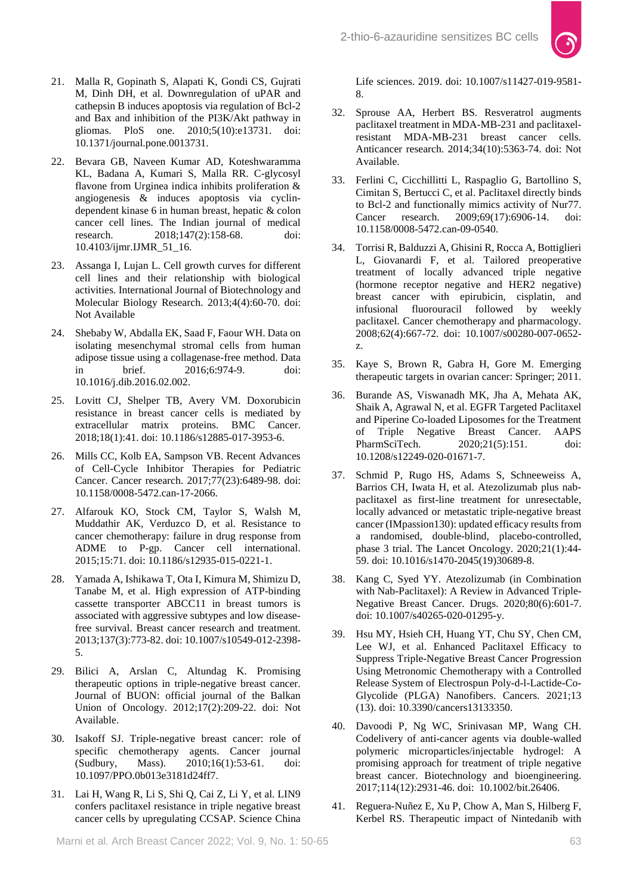21. Malla R, Gopinath S, Alapati K, Gondi CS, Gujrati M, Dinh DH, et al. Downregulation of uPAR and cathepsin B induces apoptosis via regulation of Bcl-2 and Bax and inhibition of the PI3K/Akt pathway in gliomas. PloS one. 2010;5(10):e13731. doi: 10.1371/journal.pone.0013731.

22. Bevara GB, Naveen Kumar AD, Koteshwaramma KL, Badana A, Kumari S, Malla RR. C-glycosyl flavone from Urginea indica inhibits proliferation & angiogenesis & induces apoptosis via cyclin-dependent kinase 6 in human breast, hepatic & colon cancer cell lines. The Indian journal of medical research. 2018;147(2):158-68. doi: 10.4103/ijmr.IJMR_51_16.

23. Assanga I, Lujan L. Cell growth curves for different cell lines and their relationship with biological activities. International Journal of Biotechnology and Molecular Biology Research. 2013;4(4):60-70. doi: Not Available

24. Shebaby W, Abdalla EK, Saad F, Faour WH. Data on isolating mesenchymal stromal cells from human adipose tissue using a collagenase-free method. Data in brief. 2016;6:974-9. doi: 10.1016/j.dib.2016.02.002.

25. Lovitt CJ, Shelper TB, Avery VM. Doxorubicin resistance in breast cancer cells is mediated by extracellular matrix proteins. BMC Cancer. 2018;18(1):41. doi: 10.1186/s12885-017-3953-6.

26. Mills CC, Kolb EA, Sampson VB. Recent Advances of Cell-Cycle Inhibitor Therapies for Pediatric Cancer. Cancer research. 2017;77(23):6489-98. doi: 10.1158/0008-5472.can-17-2066.

27. Alfarouk KO, Stock CM, Taylor S, Walsh M, Muddathir AK, Verduzco D, et al. Resistance to cancer chemotherapy: failure in drug response from ADME to P-gp. Cancer cell international. 2015;15:71. doi: 10.1186/s12935-015-0221-1.

28. Yamada A, Ishikawa T, Ota I, Kimura M, Shimizu D, Tanabe M, et al. High expression of ATP-binding cassette transporter ABCC11 in breast tumors is associated with aggressive subtypes and low disease-free survival. Breast cancer research and treatment. 2013;137(3):773-82. doi: 10.1007/s10549-012-2398-5.

29. Bilici A, Arslan C, Altundag K. Promising therapeutic options in triple-negative breast cancer. Journal of BUON: official journal of the Balkan Union of Oncology. 2012;17(2):209-22. doi: Not Available.

30. Isakoff SJ. Triple-negative breast cancer: role of specific chemotherapy agents. Cancer journal (Sudbury, Mass). 2010;16(1):53-61. doi: 10.1097/PPO.0b013e3181d24ff7.

31. Lai H, Wang R, Li S, Shi Q, Cai Z, Li Y, et al. LIN9 confers paclitaxel resistance in triple negative breast cancer cells by upregulating CCSAP. Science China Life sciences. 2019. doi: 10.1007/s11427-019-9581-8.

32. Sprouse AA, Herbert BS. Resveratrol augments paclitaxel treatment in MDA-MB-231 and paclitaxel-resistant MDA-MB-231 breast cancer cells. Anticancer research. 2014;34(10):5363-74. doi: Not Available.

33. Ferlini C, Cicchillitti L, Raspaglio G, Bartollino S, Cimitan S, Bertucci C, et al. Paclitaxel directly binds to Bcl-2 and functionally mimics activity of Nur77. Cancer research. 2009;69(17):6906-14. doi: 10.1158/0008-5472.can-09-0540.

34. Torrisi R, Balduzzi A, Ghisini R, Rocca A, Bottiglieri L, Giovanardi F, et al. Tailored preoperative treatment of locally advanced triple negative (hormone receptor negative and HER2 negative) breast cancer with epirubicin, cisplatin, and infusional fluorouracil followed by weekly paclitaxel. Cancer chemotherapy and pharmacology. 2008;62(4):667-72. doi: 10.1007/s00280-007-0652-z.

35. Kaye S, Brown R, Gabra H, Gore M. Emerging therapeutic targets in ovarian cancer: Springer; 2011.

36. Burande AS, Viswanadh MK, Jha A, Mehata AK, Shaik A, Agrawal N, et al. EGFR Targeted Paclitaxel and Piperine Co-loaded Liposomes for the Treatment of Triple Negative Breast Cancer. AAPS PharmSciTech. 2020;21(5):151. doi: 10.1208/s12249-020-01671-7.

37. Schmid P, Rugo HS, Adams S, Schneeweiss A, Barrios CH, Iwata H, et al. Atezolizumab plus nab-paclitaxel as first-line treatment for unresectable, locally advanced or metastatic triple-negative breast cancer (IMpassion130): updated efficacy results from a randomised, double-blind, placebo-controlled, phase 3 trial. The Lancet Oncology. 2020;21(1):44-59. doi: 10.1016/s1470-2045(19)30689-8.

38. Kang C, Syed YY. Atezolizumab (in Combination with Nab-Paclitaxel): A Review in Advanced Triple-Negative Breast Cancer. Drugs. 2020;80(6):601-7. doi: 10.1007/s40265-020-01295-y.

39. Hsu MY, Hsieh CH, Huang YT, Chu SY, Chen CM, Lee WJ, et al. Enhanced Paclitaxel Efficacy to Suppress Triple-Negative Breast Cancer Progression Using Metronomic Chemotherapy with a Controlled Release System of Electrospun Poly-d-l-Lactide-Co-Glycolide (PLGA) Nanofibers. Cancers. 2021;13 (13). doi: 10.3390/cancers13133350.

40. Davoodi P, Ng WC, Srinivasan MP, Wang CH. Codelivery of anti-cancer agents via double-walled polymeric microparticles/injectable hydrogel: A promising approach for treatment of triple negative breast cancer. Biotechnology and bioengineering. 2017;114(12):2931-46. doi: 10.1002/bit.26406.

41. Reguera-Nuñez E, Xu P, Chow A, Man S, Hilberg F, Kerbel RS. Therapeutic impact of Nintedanib with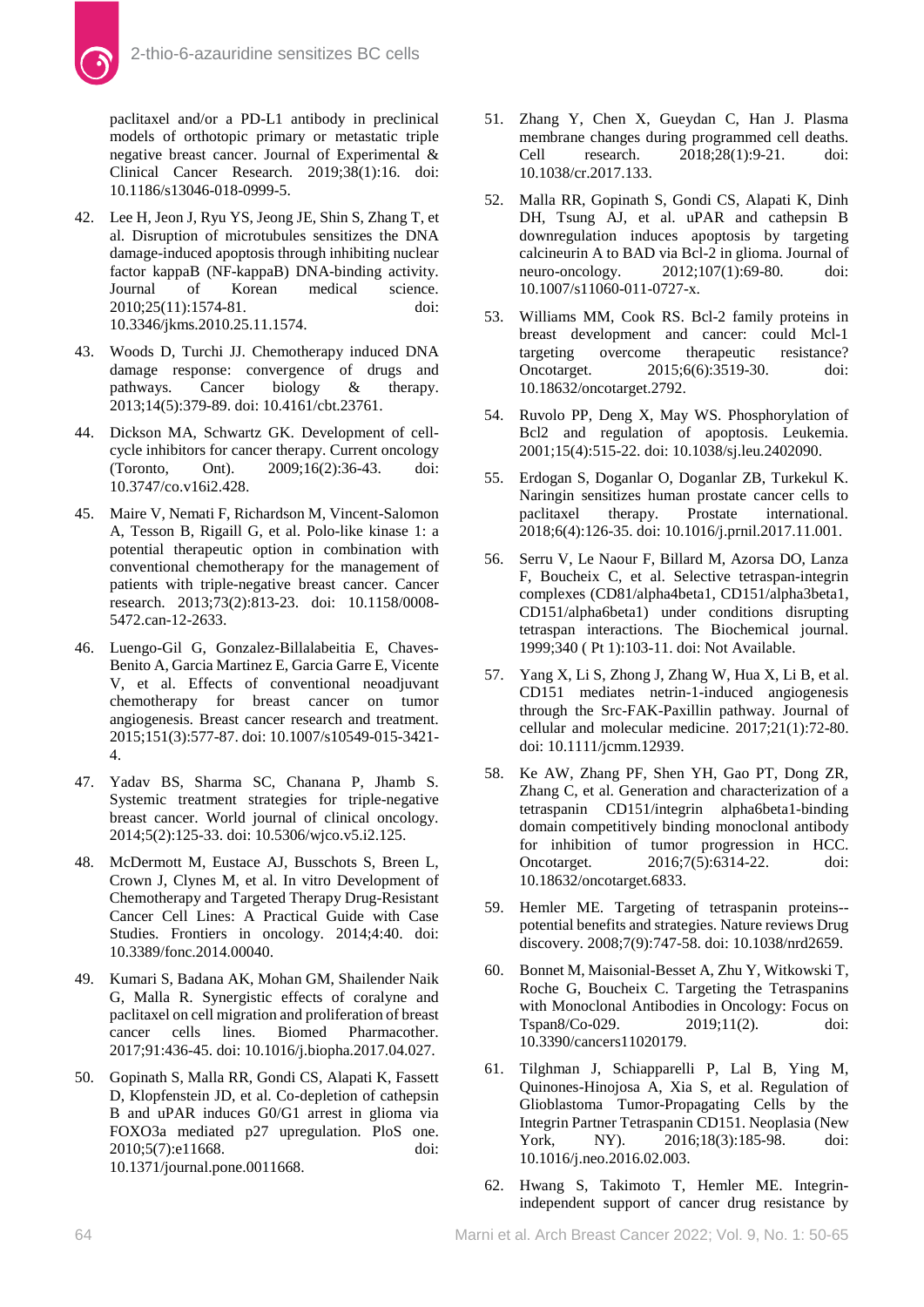paclitaxel and/or a PD-L1 antibody in preclinical models of orthotopic primary or metastatic triple negative breast cancer. Journal of Experimental & Clinical Cancer Research. 2019;38(1):16. doi: 10.1186/s13046-018-0999-5.

42. Lee H, Jeon J, Ryu YS, Jeong JE, Shin S, Zhang T, et al. Disruption of microtubules sensitizes the DNA damage-induced apoptosis through inhibiting nuclear factor kappaB (NF-kappaB) DNA-binding activity. Journal of Korean medical science. 2010;25(11):1574-81. doi: 10.3346/jkms.2010.25.11.1574.

43. Woods D, Turchi JJ. Chemotherapy induced DNA damage response: convergence of drugs and pathways. Cancer biology & therapy. 2013;14(5):379-89. doi: 10.4161/cbt.23761.

44. Dickson MA, Schwartz GK. Development of cell-cycle inhibitors for cancer therapy. Current oncology (Toronto, Ont). 2009;16(2):36-43. doi: 10.3747/co.v16i2.428.

45. Maire V, Nemati F, Richardson M, Vincent-Salomon A, Tesson B, Rigaill G, et al. Polo-like kinase 1: a potential therapeutic option in combination with conventional chemotherapy for the management of patients with triple-negative breast cancer. Cancer research. 2013;73(2):813-23. doi: 10.1158/0008-5472.can-12-2633.

46. Luengo-Gil G, Gonzalez-Billalabeitia E, Chaves-Benito A, Garcia Martinez E, Garcia Garre E, Vicente V, et al. Effects of conventional neoadjuvant chemotherapy for breast cancer on tumor angiogenesis. Breast cancer research and treatment. 2015;151(3):577-87. doi: 10.1007/s10549-015-3421-4.

47. Yadav BS, Sharma SC, Chanana P, Jhamb S. Systemic treatment strategies for triple-negative breast cancer. World journal of clinical oncology. 2014;5(2):125-33. doi: 10.5306/wjco.v5.i2.125.

48. McDermott M, Eustace AJ, Busschots S, Breen L, Crown J, Clynes M, et al. In vitro Development of Chemotherapy and Targeted Therapy Drug-Resistant Cancer Cell Lines: A Practical Guide with Case Studies. Frontiers in oncology. 2014;4:40. doi: 10.3389/fonc.2014.00040.

49. Kumari S, Badana AK, Mohan GM, Shailender Naik G, Malla R. Synergistic effects of coralyne and paclitaxel on cell migration and proliferation of breast cancer cells lines. Biomed Pharmacother. 2017;91:436-45. doi: 10.1016/j.biopha.2017.04.027.

50. Gopinath S, Malla RR, Gondi CS, Alapati K, Fassett D, Klopfenstein JD, et al. Co-depletion of cathepsin B and uPAR induces G0/G1 arrest in glioma via FOXO3a mediated p27 upregulation. PloS one. 2010;5(7):e11668. doi: 10.1371/journal.pone.0011668.

51. Zhang Y, Chen X, Gueydan C, Han J. Plasma membrane changes during programmed cell deaths. Cell research. 2018;28(1):9-21. doi: 10.1038/cr.2017.133.

52. Malla RR, Gopinath S, Gondi CS, Alapati K, Dinh DH, Tsung AJ, et al. uPAR and cathepsin B downregulation induces apoptosis by targeting calcineurin A to BAD via Bcl-2 in glioma. Journal of neuro-oncology. 2012;107(1):69-80. doi: 10.1007/s11060-011-0727-x.

53. Williams MM, Cook RS. Bcl-2 family proteins in breast development and cancer: could Mcl-1 targeting overcome therapeutic resistance? Oncotarget. 2015;6(6):3519-30. doi: 10.18632/oncotarget.2792.

54. Ruvolo PP, Deng X, May WS. Phosphorylation of Bcl2 and regulation of apoptosis. Leukemia. 2001;15(4):515-22. doi: 10.1038/sj.leu.2402090.

55. Erdogan S, Doganlar O, Doganlar ZB, Turkekul K. Naringin sensitizes human prostate cancer cells to paclitaxel therapy. Prostate international. 2018;6(4):126-35. doi: 10.1016/j.prnil.2017.11.001.

56. Serru V, Le Naour F, Billard M, Azorsa DO, Lanza F, Boucheix C, et al. Selective tetraspan-integrin complexes (CD81/alpha4beta1, CD151/alpha3beta1, CD151/alpha6beta1) under conditions disrupting tetraspan interactions. The Biochemical journal. 1999;340 ( Pt 1):103-11. doi: Not Available.

57. Yang X, Li S, Zhong J, Zhang W, Hua X, Li B, et al. CD151 mediates netrin-1-induced angiogenesis through the Src-FAK-Paxillin pathway. Journal of cellular and molecular medicine. 2017;21(1):72-80. doi: 10.1111/jcmm.12939.

58. Ke AW, Zhang PF, Shen YH, Gao PT, Dong ZR, Zhang C, et al. Generation and characterization of a tetraspanin CD151/integrin alpha6beta1-binding domain competitively binding monoclonal antibody for inhibition of tumor progression in HCC. Oncotarget. 2016;7(5):6314-22. doi: 10.18632/oncotarget.6833.

59. Hemler ME. Targeting of tetraspanin proteins--potential benefits and strategies. Nature reviews Drug discovery. 2008;7(9):747-58. doi: 10.1038/nrd2659.

60. Bonnet M, Maisonial-Besset A, Zhu Y, Witkowski T, Roche G, Boucheix C. Targeting the Tetraspanins with Monoclonal Antibodies in Oncology: Focus on Tspan8/Co-029. 2019;11(2). doi: 10.3390/cancers11020179.

61. Tilghman J, Schiapparelli P, Lal B, Ying M, Quinones-Hinojosa A, Xia S, et al. Regulation of Glioblastoma Tumor-Propagating Cells by the Integrin Partner Tetraspanin CD151. Neoplasia (New York, NY). 2016;18(3):185-98. doi: 10.1016/j.neo.2016.02.003.

62. Hwang S, Takimoto T, Hemler ME. Integrin-independent support of cancer drug resistance by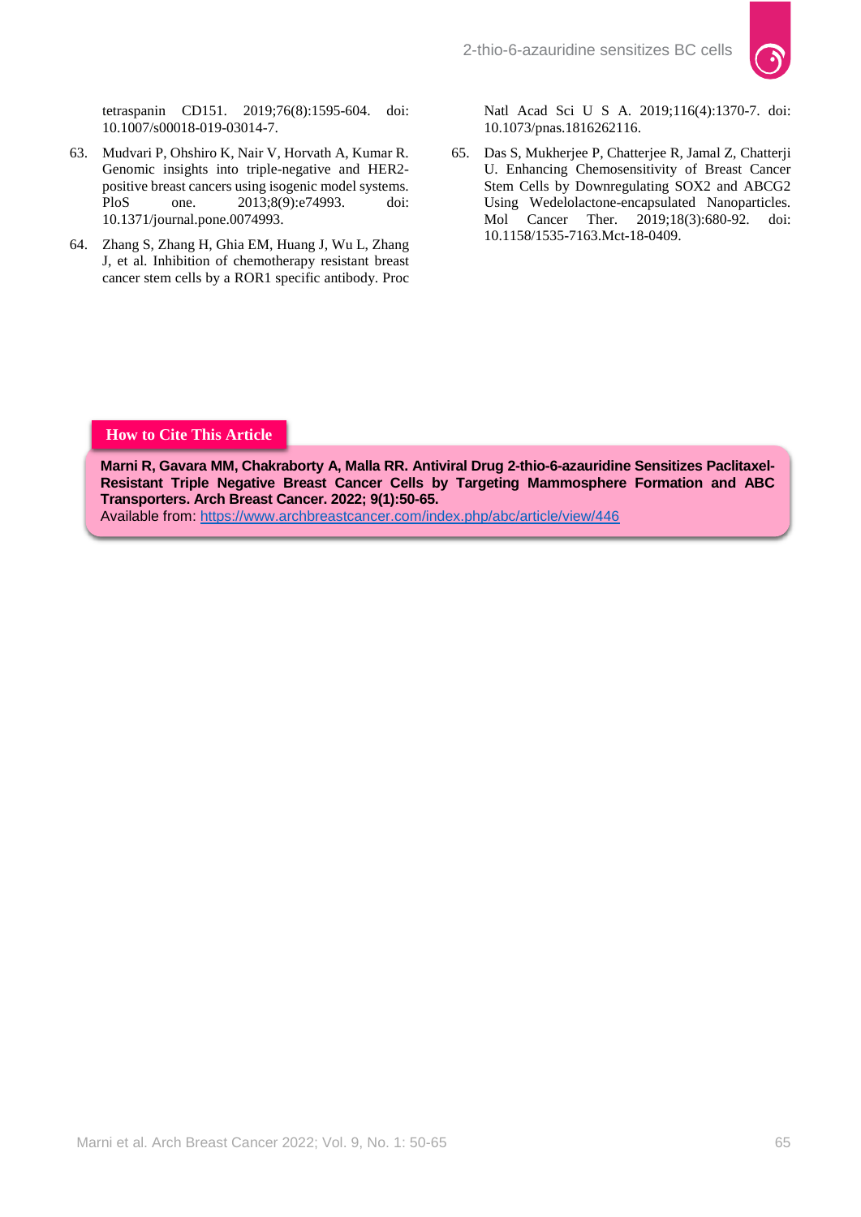tetraspanin CD151. 2019;76(8):1595-604. doi: 10.1007/s00018-019-03014-7.

63. Mudvari P, Ohshiro K, Nair V, Horvath A, Kumar R. Genomic insights into triple-negative and HER2-positive breast cancers using isogenic model systems. PloS one. 2013;8(9):e74993. doi: 10.1371/journal.pone.0074993.

64. Zhang S, Zhang H, Ghia EM, Huang J, Wu L, Zhang J, et al. Inhibition of chemotherapy resistant breast cancer stem cells by a ROR1 specific antibody. Proc Natl Acad Sci U S A. 2019;116(4):1370-7. doi: 10.1073/pnas.1816262116.

65. Das S, Mukherjee P, Chatterjee R, Jamal Z, Chatterji U. Enhancing Chemosensitivity of Breast Cancer Stem Cells by Downregulating SOX2 and ABCG2 Using Wedelolactone-encapsulated Nanoparticles. Mol Cancer Ther. 2019;18(3):680-92. doi: 10.1158/1535-7163.Mct-18-0409.

**How to Cite This Article**

**Marni R, Gavara MM, Chakraborty A, Malla RR. Antiviral Drug 2-thio-6-azauridine Sensitizes Paclitaxel-Resistant Triple Negative Breast Cancer Cells by Targeting Mammosphere Formation and ABC Transporters. Arch Breast Cancer. 2022; 9(1):50-65.**
Available from: https://www.archbreastcancer.com/index.php/abc/article/view/446